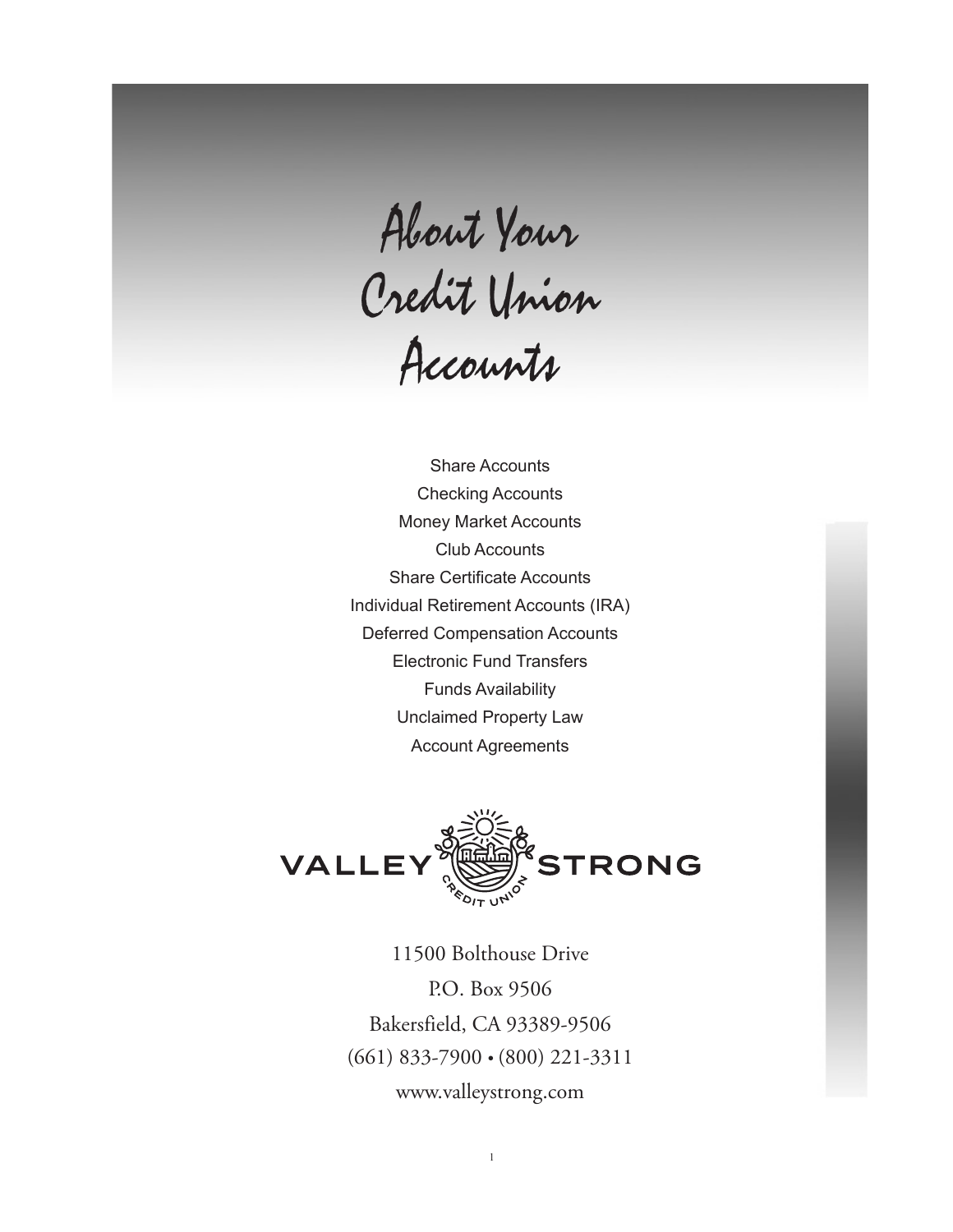# About Your Credit Union Accounts

Share Accounts

Checking Accounts

Money Market Accounts

Club Accounts

Share Certificate Accounts

Individual Retirement Accounts (IRA)

Deferred Compensation Accounts

Electronic Fund Transfers

Funds Availability

Unclaimed Property Law

Account Agreements

VALLEY STRONG CREDIT UNION

11500 Bolthouse Drive

P.O. Box 9506

Bakersfield, CA 93389-9506

(661) 833-7900 • (800) 221-3311

www.valleystrong.com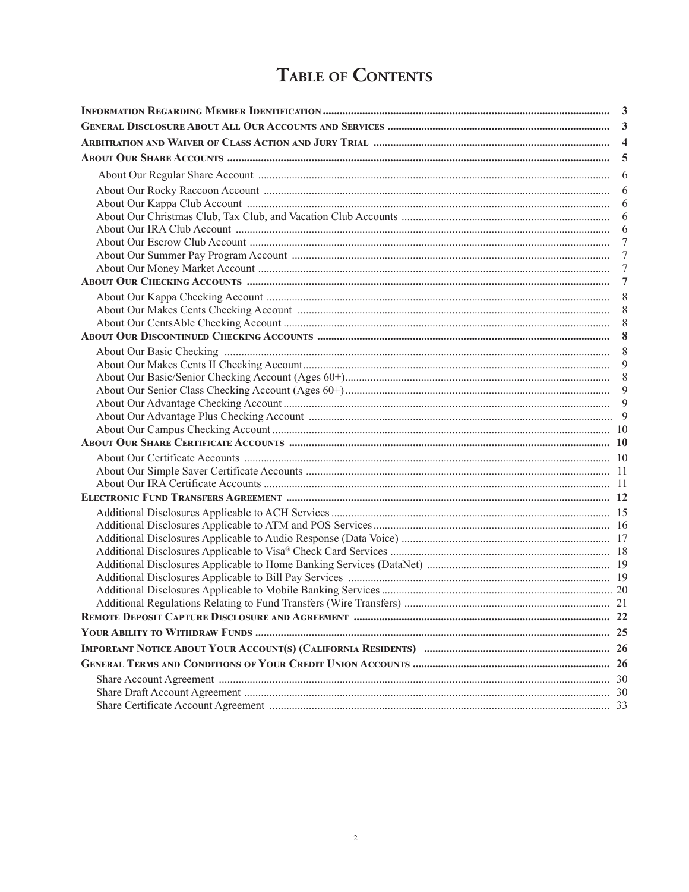# Table of Contents

| Section | Page |
|---|---|
| **Information Regarding Member Identification** | **3** |
| **General Disclosure About All Our Accounts and Services** | **3** |
| **Arbitration and Waiver of Class Action and Jury Trial** | **4** |
| **About Our Share Accounts** | **5** |
| About Our Regular Share Account | 6 |
| About Our Rocky Raccoon Account | 6 |
| About Our Kappa Club Account | 6 |
| About Our Christmas Club, Tax Club, and Vacation Club Accounts | 6 |
| About Our IRA Club Account | 6 |
| About Our Escrow Club Account | 7 |
| About Our Summer Pay Program Account | 7 |
| About Our Money Market Account | 7 |
| **About Our Checking Accounts** | **7** |
| About Our Kappa Checking Account | 8 |
| About Our Makes Cents Checking Account | 8 |
| About Our CentsAble Checking Account | 8 |
| **About Our Discontinued Checking Accounts** | **8** |
| About Our Basic Checking | 8 |
| About Our Makes Cents II Checking Account | 9 |
| About Our Basic/Senior Checking Account (Ages 60+) | 8 |
| About Our Senior Class Checking Account (Ages 60+) | 9 |
| About Our Advantage Checking Account | 9 |
| About Our Advantage Plus Checking Account | 9 |
| About Our Campus Checking Account | 10 |
| **About Our Share Certificate Accounts** | **10** |
| About Our Certificate Accounts | 10 |
| About Our Simple Saver Certificate Accounts | 11 |
| About Our IRA Certificate Accounts | 11 |
| **Electronic Fund Transfers Agreement** | **12** |
| Additional Disclosures Applicable to ACH Services | 15 |
| Additional Disclosures Applicable to ATM and POS Services | 16 |
| Additional Disclosures Applicable to Audio Response (Data Voice) | 17 |
| Additional Disclosures Applicable to Visa® Check Card Services | 18 |
| Additional Disclosures Applicable to Home Banking Services (DataNet) | 19 |
| Additional Disclosures Applicable to Bill Pay Services | 19 |
| Additional Disclosures Applicable to Mobile Banking Services | 20 |
| Additional Regulations Relating to Fund Transfers (Wire Transfers) | 21 |
| **Remote Deposit Capture Disclosure and Agreement** | **22** |
| **Your Ability to Withdraw Funds** | **25** |
| **Important Notice About Your Account(s) (California Residents)** | **26** |
| **General Terms and Conditions of Your Credit Union Accounts** | **26** |
| Share Account Agreement | 30 |
| Share Draft Account Agreement | 30 |
| Share Certificate Account Agreement | 33 |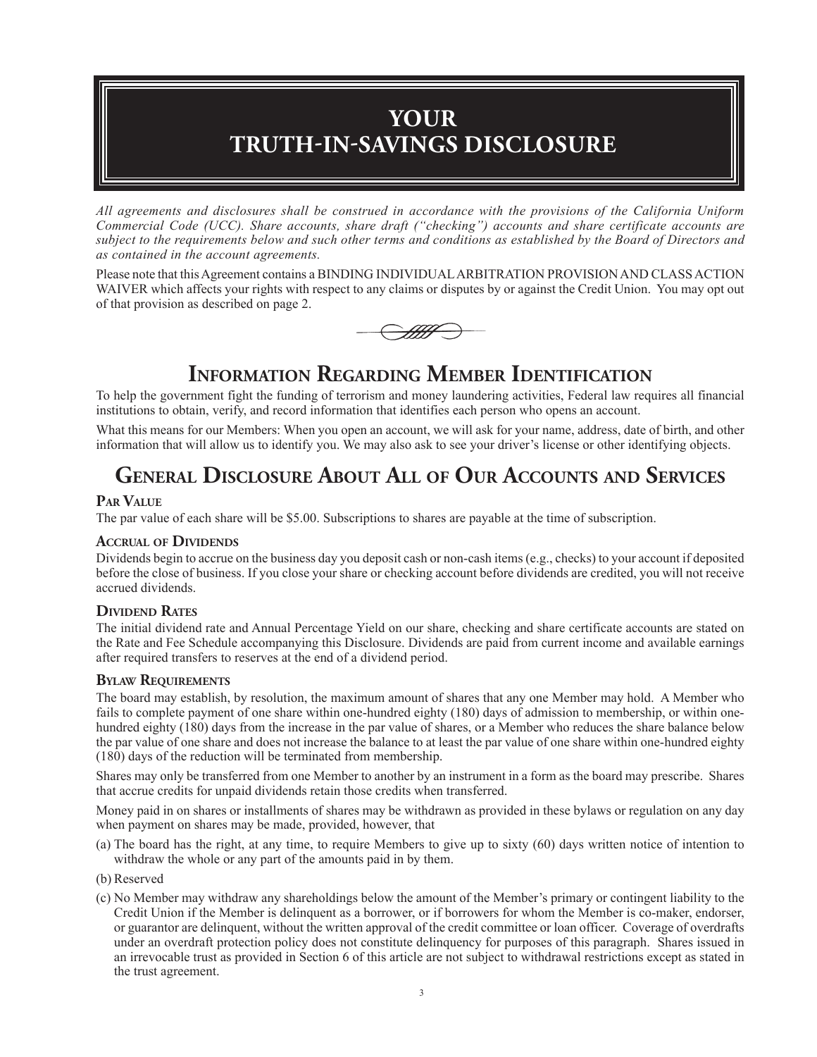# YOUR TRUTH-IN-SAVINGS DISCLOSURE

*All agreements and disclosures shall be construed in accordance with the provisions of the California Uniform Commercial Code (UCC). Share accounts, share draft ("checking") accounts and share certificate accounts are subject to the requirements below and such other terms and conditions as established by the Board of Directors and as contained in the account agreements.*

Please note that this Agreement contains a BINDING INDIVIDUAL ARBITRATION PROVISION AND CLASS ACTION WAIVER which affects your rights with respect to any claims or disputes by or against the Credit Union. You may opt out of that provision as described on page 2.

## Information Regarding Member Identification

To help the government fight the funding of terrorism and money laundering activities, Federal law requires all financial institutions to obtain, verify, and record information that identifies each person who opens an account.

What this means for our Members: When you open an account, we will ask for your name, address, date of birth, and other information that will allow us to identify you. We may also ask to see your driver's license or other identifying objects.

## General Disclosure About All of Our Accounts and Services

### Par Value

The par value of each share will be $5.00. Subscriptions to shares are payable at the time of subscription.

### Accrual of Dividends

Dividends begin to accrue on the business day you deposit cash or non-cash items (e.g., checks) to your account if deposited before the close of business. If you close your share or checking account before dividends are credited, you will not receive accrued dividends.

### Dividend Rates

The initial dividend rate and Annual Percentage Yield on our share, checking and share certificate accounts are stated on the Rate and Fee Schedule accompanying this Disclosure. Dividends are paid from current income and available earnings after required transfers to reserves at the end of a dividend period.

### Bylaw Requirements

The board may establish, by resolution, the maximum amount of shares that any one Member may hold. A Member who fails to complete payment of one share within one-hundred eighty (180) days of admission to membership, or within one-hundred eighty (180) days from the increase in the par value of shares, or a Member who reduces the share balance below the par value of one share and does not increase the balance to at least the par value of one share within one-hundred eighty (180) days of the reduction will be terminated from membership.

Shares may only be transferred from one Member to another by an instrument in a form as the board may prescribe. Shares that accrue credits for unpaid dividends retain those credits when transferred.

Money paid in on shares or installments of shares may be withdrawn as provided in these bylaws or regulation on any day when payment on shares may be made, provided, however, that

(a) The board has the right, at any time, to require Members to give up to sixty (60) days written notice of intention to withdraw the whole or any part of the amounts paid in by them.

(b) Reserved

(c) No Member may withdraw any shareholdings below the amount of the Member's primary or contingent liability to the Credit Union if the Member is delinquent as a borrower, or if borrowers for whom the Member is co-maker, endorser, or guarantor are delinquent, without the written approval of the credit committee or loan officer. Coverage of overdrafts under an overdraft protection policy does not constitute delinquency for purposes of this paragraph. Shares issued in an irrevocable trust as provided in Section 6 of this article are not subject to withdrawal restrictions except as stated in the trust agreement.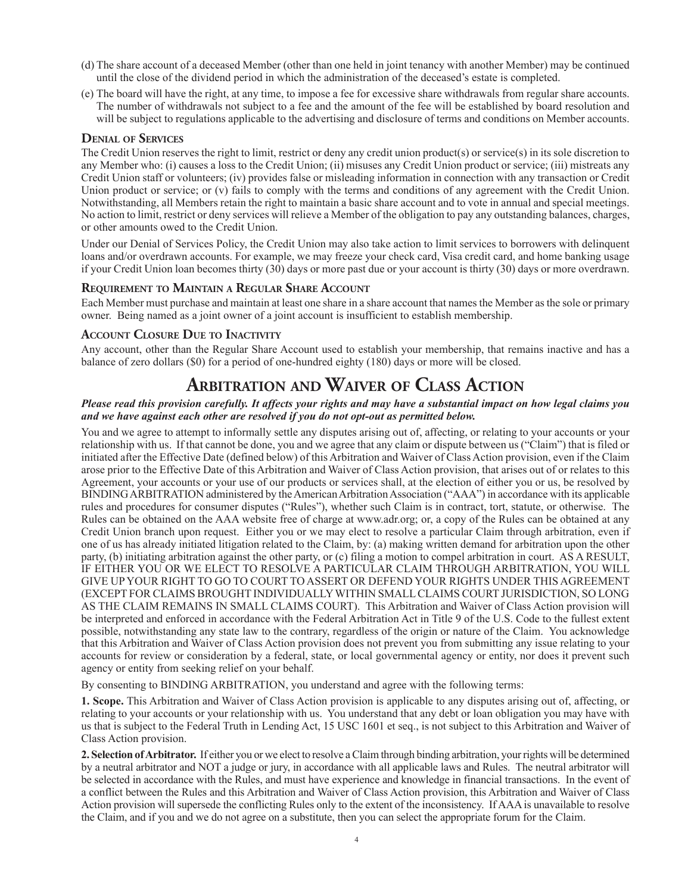(d) The share account of a deceased Member (other than one held in joint tenancy with another Member) may be continued until the close of the dividend period in which the administration of the deceased's estate is completed.

(e) The board will have the right, at any time, to impose a fee for excessive share withdrawals from regular share accounts. The number of withdrawals not subject to a fee and the amount of the fee will be established by board resolution and will be subject to regulations applicable to the advertising and disclosure of terms and conditions on Member accounts.

### Denial of Services

The Credit Union reserves the right to limit, restrict or deny any credit union product(s) or service(s) in its sole discretion to any Member who: (i) causes a loss to the Credit Union; (ii) misuses any Credit Union product or service; (iii) mistreats any Credit Union staff or volunteers; (iv) provides false or misleading information in connection with any transaction or Credit Union product or service; or (v) fails to comply with the terms and conditions of any agreement with the Credit Union. Notwithstanding, all Members retain the right to maintain a basic share account and to vote in annual and special meetings. No action to limit, restrict or deny services will relieve a Member of the obligation to pay any outstanding balances, charges, or other amounts owed to the Credit Union.

Under our Denial of Services Policy, the Credit Union may also take action to limit services to borrowers with delinquent loans and/or overdrawn accounts. For example, we may freeze your check card, Visa credit card, and home banking usage if your Credit Union loan becomes thirty (30) days or more past due or your account is thirty (30) days or more overdrawn.

### Requirement to Maintain a Regular Share Account

Each Member must purchase and maintain at least one share in a share account that names the Member as the sole or primary owner. Being named as a joint owner of a joint account is insufficient to establish membership.

### Account Closure Due to Inactivity

Any account, other than the Regular Share Account used to establish your membership, that remains inactive and has a balance of zero dollars ($0) for a period of one-hundred eighty (180) days or more will be closed.

## Arbitration and Waiver of Class Action

***Please read this provision carefully. It affects your rights and may have a substantial impact on how legal claims you and we have against each other are resolved if you do not opt-out as permitted below.***

You and we agree to attempt to informally settle any disputes arising out of, affecting, or relating to your accounts or your relationship with us. If that cannot be done, you and we agree that any claim or dispute between us ("Claim") that is filed or initiated after the Effective Date (defined below) of this Arbitration and Waiver of Class Action provision, even if the Claim arose prior to the Effective Date of this Arbitration and Waiver of Class Action provision, that arises out of or relates to this Agreement, your accounts or your use of our products or services shall, at the election of either you or us, be resolved by BINDING ARBITRATION administered by the American Arbitration Association ("AAA") in accordance with its applicable rules and procedures for consumer disputes ("Rules"), whether such Claim is in contract, tort, statute, or otherwise. The Rules can be obtained on the AAA website free of charge at www.adr.org; or, a copy of the Rules can be obtained at any Credit Union branch upon request. Either you or we may elect to resolve a particular Claim through arbitration, even if one of us has already initiated litigation related to the Claim, by: (a) making written demand for arbitration upon the other party, (b) initiating arbitration against the other party, or (c) filing a motion to compel arbitration in court. AS A RESULT, IF EITHER YOU OR WE ELECT TO RESOLVE A PARTICULAR CLAIM THROUGH ARBITRATION, YOU WILL GIVE UP YOUR RIGHT TO GO TO COURT TO ASSERT OR DEFEND YOUR RIGHTS UNDER THIS AGREEMENT (EXCEPT FOR CLAIMS BROUGHT INDIVIDUALLY WITHIN SMALL CLAIMS COURT JURISDICTION, SO LONG AS THE CLAIM REMAINS IN SMALL CLAIMS COURT). This Arbitration and Waiver of Class Action provision will be interpreted and enforced in accordance with the Federal Arbitration Act in Title 9 of the U.S. Code to the fullest extent possible, notwithstanding any state law to the contrary, regardless of the origin or nature of the Claim. You acknowledge that this Arbitration and Waiver of Class Action provision does not prevent you from submitting any issue relating to your accounts for review or consideration by a federal, state, or local governmental agency or entity, nor does it prevent such agency or entity from seeking relief on your behalf.

By consenting to BINDING ARBITRATION, you understand and agree with the following terms:

**1. Scope.** This Arbitration and Waiver of Class Action provision is applicable to any disputes arising out of, affecting, or relating to your accounts or your relationship with us. You understand that any debt or loan obligation you may have with us that is subject to the Federal Truth in Lending Act, 15 USC 1601 et seq., is not subject to this Arbitration and Waiver of Class Action provision.

**2. Selection of Arbitrator.** If either you or we elect to resolve a Claim through binding arbitration, your rights will be determined by a neutral arbitrator and NOT a judge or jury, in accordance with all applicable laws and Rules. The neutral arbitrator will be selected in accordance with the Rules, and must have experience and knowledge in financial transactions. In the event of a conflict between the Rules and this Arbitration and Waiver of Class Action provision, this Arbitration and Waiver of Class Action provision will supersede the conflicting Rules only to the extent of the inconsistency. If AAA is unavailable to resolve the Claim, and if you and we do not agree on a substitute, then you can select the appropriate forum for the Claim.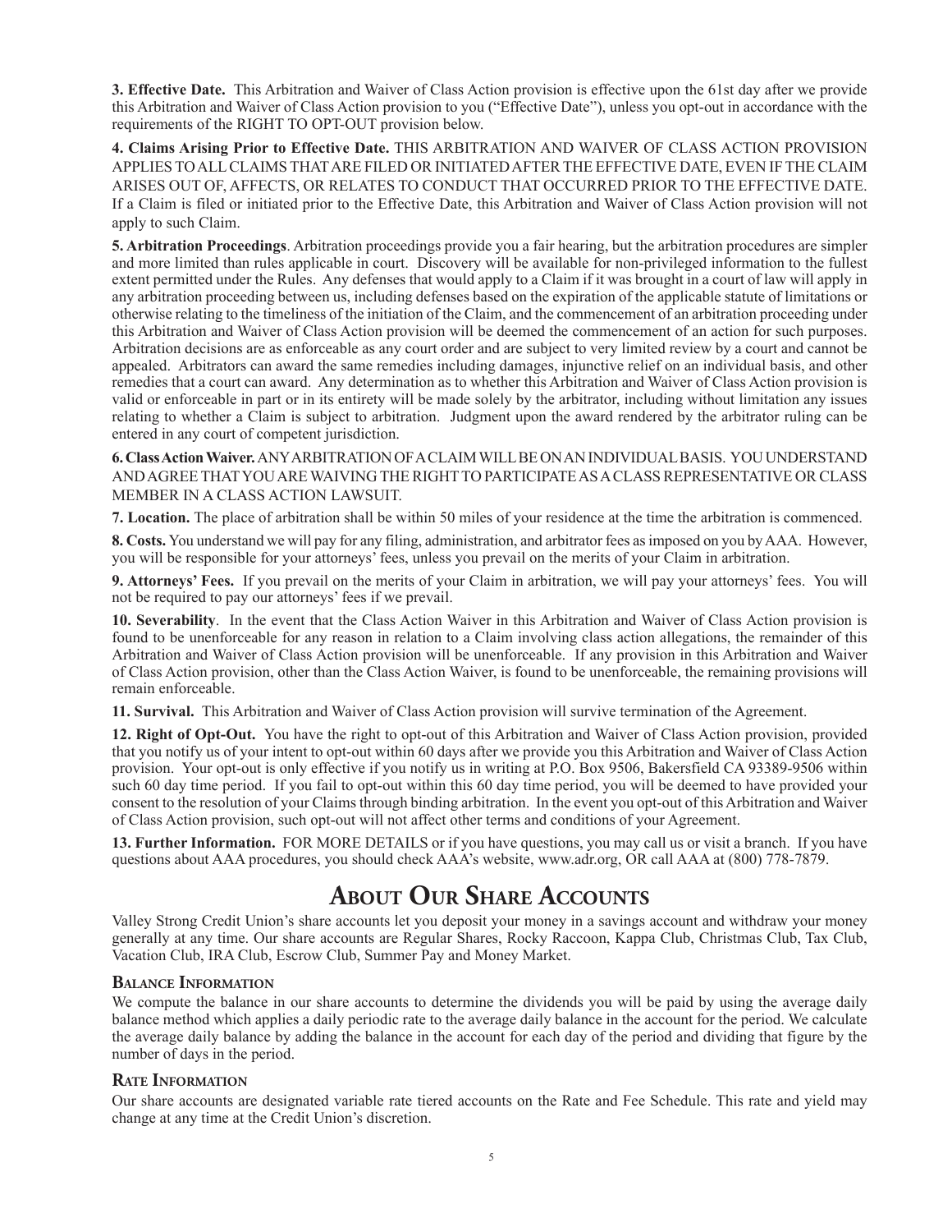**3. Effective Date.** This Arbitration and Waiver of Class Action provision is effective upon the 61st day after we provide this Arbitration and Waiver of Class Action provision to you ("Effective Date"), unless you opt-out in accordance with the requirements of the RIGHT TO OPT-OUT provision below.

**4. Claims Arising Prior to Effective Date.** THIS ARBITRATION AND WAIVER OF CLASS ACTION PROVISION APPLIES TO ALL CLAIMS THAT ARE FILED OR INITIATED AFTER THE EFFECTIVE DATE, EVEN IF THE CLAIM ARISES OUT OF, AFFECTS, OR RELATES TO CONDUCT THAT OCCURRED PRIOR TO THE EFFECTIVE DATE. If a Claim is filed or initiated prior to the Effective Date, this Arbitration and Waiver of Class Action provision will not apply to such Claim.

**5. Arbitration Proceedings**. Arbitration proceedings provide you a fair hearing, but the arbitration procedures are simpler and more limited than rules applicable in court. Discovery will be available for non-privileged information to the fullest extent permitted under the Rules. Any defenses that would apply to a Claim if it was brought in a court of law will apply in any arbitration proceeding between us, including defenses based on the expiration of the applicable statute of limitations or otherwise relating to the timeliness of the initiation of the Claim, and the commencement of an arbitration proceeding under this Arbitration and Waiver of Class Action provision will be deemed the commencement of an action for such purposes. Arbitration decisions are as enforceable as any court order and are subject to very limited review by a court and cannot be appealed. Arbitrators can award the same remedies including damages, injunctive relief on an individual basis, and other remedies that a court can award. Any determination as to whether this Arbitration and Waiver of Class Action provision is valid or enforceable in part or in its entirety will be made solely by the arbitrator, including without limitation any issues relating to whether a Claim is subject to arbitration. Judgment upon the award rendered by the arbitrator ruling can be entered in any court of competent jurisdiction.

**6. Class Action Waiver.** ANY ARBITRATION OF A CLAIM WILL BE ON AN INDIVIDUAL BASIS. YOU UNDERSTAND AND AGREE THAT YOU ARE WAIVING THE RIGHT TO PARTICIPATE AS A CLASS REPRESENTATIVE OR CLASS MEMBER IN A CLASS ACTION LAWSUIT.

**7. Location.** The place of arbitration shall be within 50 miles of your residence at the time the arbitration is commenced.

**8. Costs.** You understand we will pay for any filing, administration, and arbitrator fees as imposed on you by AAA. However, you will be responsible for your attorneys' fees, unless you prevail on the merits of your Claim in arbitration.

**9. Attorneys' Fees.** If you prevail on the merits of your Claim in arbitration, we will pay your attorneys' fees. You will not be required to pay our attorneys' fees if we prevail.

**10. Severability**. In the event that the Class Action Waiver in this Arbitration and Waiver of Class Action provision is found to be unenforceable for any reason in relation to a Claim involving class action allegations, the remainder of this Arbitration and Waiver of Class Action provision will be unenforceable. If any provision in this Arbitration and Waiver of Class Action provision, other than the Class Action Waiver, is found to be unenforceable, the remaining provisions will remain enforceable.

**11. Survival.** This Arbitration and Waiver of Class Action provision will survive termination of the Agreement.

**12. Right of Opt-Out.** You have the right to opt-out of this Arbitration and Waiver of Class Action provision, provided that you notify us of your intent to opt-out within 60 days after we provide you this Arbitration and Waiver of Class Action provision. Your opt-out is only effective if you notify us in writing at P.O. Box 9506, Bakersfield CA 93389-9506 within such 60 day time period. If you fail to opt-out within this 60 day time period, you will be deemed to have provided your consent to the resolution of your Claims through binding arbitration. In the event you opt-out of this Arbitration and Waiver of Class Action provision, such opt-out will not affect other terms and conditions of your Agreement.

**13. Further Information.** FOR MORE DETAILS or if you have questions, you may call us or visit a branch. If you have questions about AAA procedures, you should check AAA's website, www.adr.org, OR call AAA at (800) 778-7879.

# About Our Share Accounts

Valley Strong Credit Union's share accounts let you deposit your money in a savings account and withdraw your money generally at any time. Our share accounts are Regular Shares, Rocky Raccoon, Kappa Club, Christmas Club, Tax Club, Vacation Club, IRA Club, Escrow Club, Summer Pay and Money Market.

## Balance Information

We compute the balance in our share accounts to determine the dividends you will be paid by using the average daily balance method which applies a daily periodic rate to the average daily balance in the account for the period. We calculate the average daily balance by adding the balance in the account for each day of the period and dividing that figure by the number of days in the period.

## Rate Information

Our share accounts are designated variable rate tiered accounts on the Rate and Fee Schedule. This rate and yield may change at any time at the Credit Union's discretion.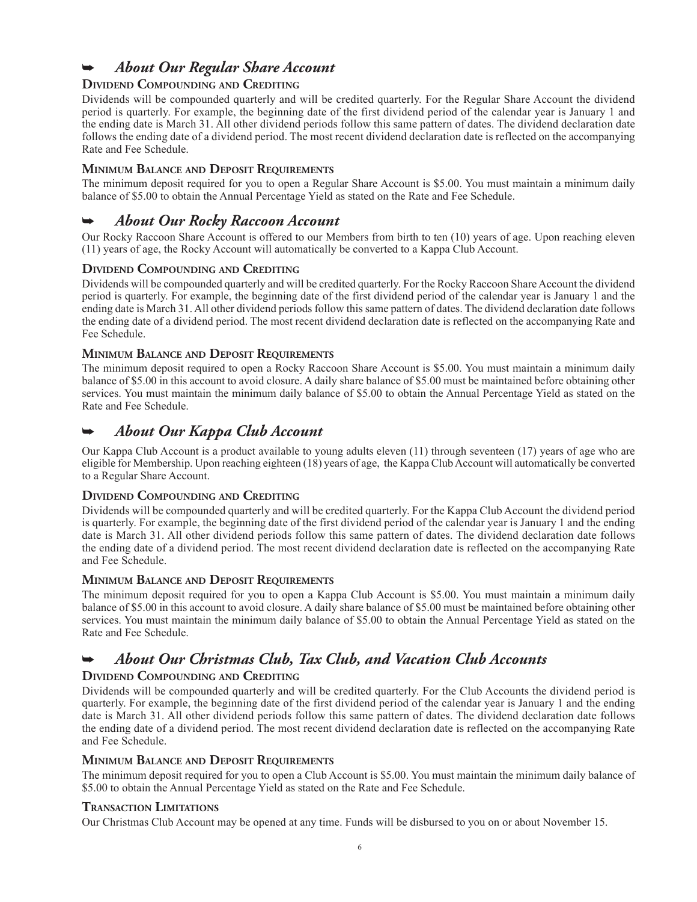## ➥ *About Our Regular Share Account*

### Dividend Compounding and Crediting

Dividends will be compounded quarterly and will be credited quarterly. For the Regular Share Account the dividend period is quarterly. For example, the beginning date of the first dividend period of the calendar year is January 1 and the ending date is March 31. All other dividend periods follow this same pattern of dates. The dividend declaration date follows the ending date of a dividend period. The most recent dividend declaration date is reflected on the accompanying Rate and Fee Schedule.

### Minimum Balance and Deposit Requirements

The minimum deposit required for you to open a Regular Share Account is $5.00. You must maintain a minimum daily balance of $5.00 to obtain the Annual Percentage Yield as stated on the Rate and Fee Schedule.

## ➥ *About Our Rocky Raccoon Account*

Our Rocky Raccoon Share Account is offered to our Members from birth to ten (10) years of age. Upon reaching eleven (11) years of age, the Rocky Account will automatically be converted to a Kappa Club Account.

### Dividend Compounding and Crediting

Dividends will be compounded quarterly and will be credited quarterly. For the Rocky Raccoon Share Account the dividend period is quarterly. For example, the beginning date of the first dividend period of the calendar year is January 1 and the ending date is March 31. All other dividend periods follow this same pattern of dates. The dividend declaration date follows the ending date of a dividend period. The most recent dividend declaration date is reflected on the accompanying Rate and Fee Schedule.

### Minimum Balance and Deposit Requirements

The minimum deposit required to open a Rocky Raccoon Share Account is $5.00. You must maintain a minimum daily balance of $5.00 in this account to avoid closure. A daily share balance of $5.00 must be maintained before obtaining other services. You must maintain the minimum daily balance of $5.00 to obtain the Annual Percentage Yield as stated on the Rate and Fee Schedule.

## ➥ *About Our Kappa Club Account*

Our Kappa Club Account is a product available to young adults eleven (11) through seventeen (17) years of age who are eligible for Membership. Upon reaching eighteen (18) years of age, the Kappa Club Account will automatically be converted to a Regular Share Account.

### Dividend Compounding and Crediting

Dividends will be compounded quarterly and will be credited quarterly. For the Kappa Club Account the dividend period is quarterly. For example, the beginning date of the first dividend period of the calendar year is January 1 and the ending date is March 31. All other dividend periods follow this same pattern of dates. The dividend declaration date follows the ending date of a dividend period. The most recent dividend declaration date is reflected on the accompanying Rate and Fee Schedule.

### Minimum Balance and Deposit Requirements

The minimum deposit required for you to open a Kappa Club Account is $5.00. You must maintain a minimum daily balance of $5.00 in this account to avoid closure. A daily share balance of $5.00 must be maintained before obtaining other services. You must maintain the minimum daily balance of $5.00 to obtain the Annual Percentage Yield as stated on the Rate and Fee Schedule.

## ➥ *About Our Christmas Club, Tax Club, and Vacation Club Accounts*

### Dividend Compounding and Crediting

Dividends will be compounded quarterly and will be credited quarterly. For the Club Accounts the dividend period is quarterly. For example, the beginning date of the first dividend period of the calendar year is January 1 and the ending date is March 31. All other dividend periods follow this same pattern of dates. The dividend declaration date follows the ending date of a dividend period. The most recent dividend declaration date is reflected on the accompanying Rate and Fee Schedule.

### Minimum Balance and Deposit Requirements

The minimum deposit required for you to open a Club Account is $5.00. You must maintain the minimum daily balance of $5.00 to obtain the Annual Percentage Yield as stated on the Rate and Fee Schedule.

### Transaction Limitations

Our Christmas Club Account may be opened at any time. Funds will be disbursed to you on or about November 15.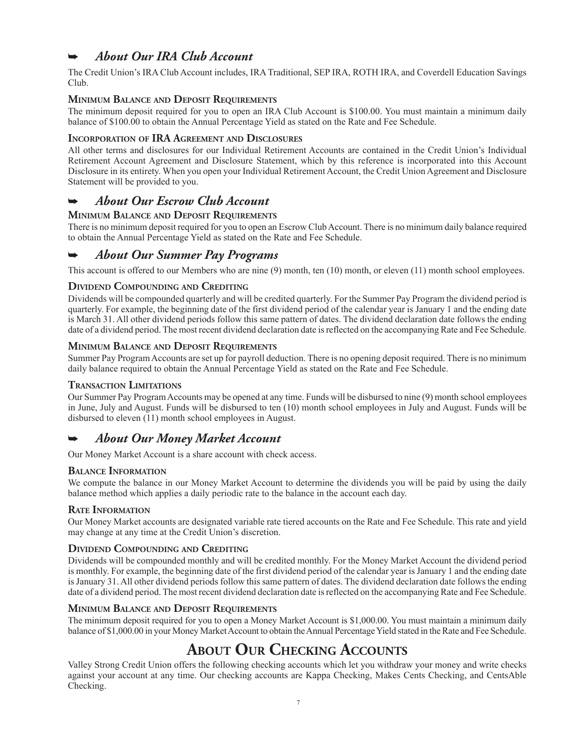## ➥ *About Our IRA Club Account*

The Credit Union's IRA Club Account includes, IRA Traditional, SEP IRA, ROTH IRA, and Coverdell Education Savings Club.

### Minimum Balance and Deposit Requirements

The minimum deposit required for you to open an IRA Club Account is $100.00. You must maintain a minimum daily balance of $100.00 to obtain the Annual Percentage Yield as stated on the Rate and Fee Schedule.

### Incorporation of IRA Agreement and Disclosures

All other terms and disclosures for our Individual Retirement Accounts are contained in the Credit Union's Individual Retirement Account Agreement and Disclosure Statement, which by this reference is incorporated into this Account Disclosure in its entirety. When you open your Individual Retirement Account, the Credit Union Agreement and Disclosure Statement will be provided to you.

## ➥ *About Our Escrow Club Account*

### Minimum Balance and Deposit Requirements

There is no minimum deposit required for you to open an Escrow Club Account. There is no minimum daily balance required to obtain the Annual Percentage Yield as stated on the Rate and Fee Schedule.

## ➥ *About Our Summer Pay Programs*

This account is offered to our Members who are nine (9) month, ten (10) month, or eleven (11) month school employees.

### Dividend Compounding and Crediting

Dividends will be compounded quarterly and will be credited quarterly. For the Summer Pay Program the dividend period is quarterly. For example, the beginning date of the first dividend period of the calendar year is January 1 and the ending date is March 31. All other dividend periods follow this same pattern of dates. The dividend declaration date follows the ending date of a dividend period. The most recent dividend declaration date is reflected on the accompanying Rate and Fee Schedule.

### Minimum Balance and Deposit Requirements

Summer Pay Program Accounts are set up for payroll deduction. There is no opening deposit required. There is no minimum daily balance required to obtain the Annual Percentage Yield as stated on the Rate and Fee Schedule.

### Transaction Limitations

Our Summer Pay Program Accounts may be opened at any time. Funds will be disbursed to nine (9) month school employees in June, July and August. Funds will be disbursed to ten (10) month school employees in July and August. Funds will be disbursed to eleven (11) month school employees in August.

## ➥ *About Our Money Market Account*

Our Money Market Account is a share account with check access.

### Balance Information

We compute the balance in our Money Market Account to determine the dividends you will be paid by using the daily balance method which applies a daily periodic rate to the balance in the account each day.

### Rate Information

Our Money Market accounts are designated variable rate tiered accounts on the Rate and Fee Schedule. This rate and yield may change at any time at the Credit Union's discretion.

### Dividend Compounding and Crediting

Dividends will be compounded monthly and will be credited monthly. For the Money Market Account the dividend period is monthly. For example, the beginning date of the first dividend period of the calendar year is January 1 and the ending date is January 31. All other dividend periods follow this same pattern of dates. The dividend declaration date follows the ending date of a dividend period. The most recent dividend declaration date is reflected on the accompanying Rate and Fee Schedule.

### Minimum Balance and Deposit Requirements

The minimum deposit required for you to open a Money Market Account is $1,000.00. You must maintain a minimum daily balance of $1,000.00 in your Money Market Account to obtain the Annual Percentage Yield stated in the Rate and Fee Schedule.

# About Our Checking Accounts

Valley Strong Credit Union offers the following checking accounts which let you withdraw your money and write checks against your account at any time. Our checking accounts are Kappa Checking, Makes Cents Checking, and CentsAble Checking.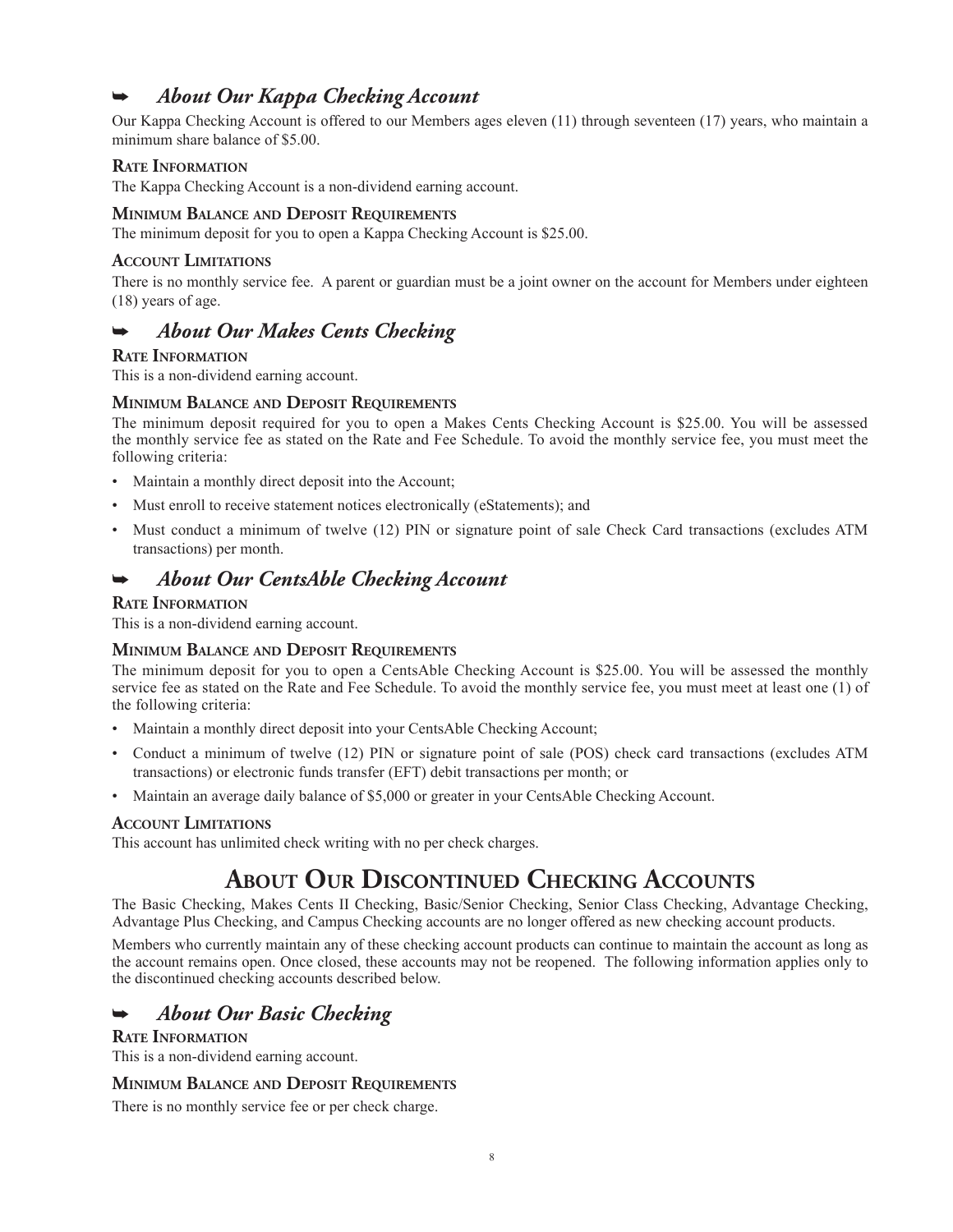## ➥ *About Our Kappa Checking Account*

Our Kappa Checking Account is offered to our Members ages eleven (11) through seventeen (17) years, who maintain a minimum share balance of $5.00.

#### Rate Information

The Kappa Checking Account is a non-dividend earning account.

#### Minimum Balance and Deposit Requirements

The minimum deposit for you to open a Kappa Checking Account is $25.00.

#### Account Limitations

There is no monthly service fee. A parent or guardian must be a joint owner on the account for Members under eighteen (18) years of age.

## ➥ *About Our Makes Cents Checking*

#### Rate Information

This is a non-dividend earning account.

#### Minimum Balance and Deposit Requirements

The minimum deposit required for you to open a Makes Cents Checking Account is $25.00. You will be assessed the monthly service fee as stated on the Rate and Fee Schedule. To avoid the monthly service fee, you must meet the following criteria:

- Maintain a monthly direct deposit into the Account;
- Must enroll to receive statement notices electronically (eStatements); and
- Must conduct a minimum of twelve (12) PIN or signature point of sale Check Card transactions (excludes ATM transactions) per month.

## ➥ *About Our CentsAble Checking Account*

#### Rate Information

This is a non-dividend earning account.

#### Minimum Balance and Deposit Requirements

The minimum deposit for you to open a CentsAble Checking Account is $25.00. You will be assessed the monthly service fee as stated on the Rate and Fee Schedule. To avoid the monthly service fee, you must meet at least one (1) of the following criteria:

- Maintain a monthly direct deposit into your CentsAble Checking Account;
- Conduct a minimum of twelve (12) PIN or signature point of sale (POS) check card transactions (excludes ATM transactions) or electronic funds transfer (EFT) debit transactions per month; or
- Maintain an average daily balance of $5,000 or greater in your CentsAble Checking Account.

#### Account Limitations

This account has unlimited check writing with no per check charges.

# About Our Discontinued Checking Accounts

The Basic Checking, Makes Cents II Checking, Basic/Senior Checking, Senior Class Checking, Advantage Checking, Advantage Plus Checking, and Campus Checking accounts are no longer offered as new checking account products.

Members who currently maintain any of these checking account products can continue to maintain the account as long as the account remains open. Once closed, these accounts may not be reopened. The following information applies only to the discontinued checking accounts described below.

## ➥ *About Our Basic Checking*

#### Rate Information

This is a non-dividend earning account.

#### Minimum Balance and Deposit Requirements

There is no monthly service fee or per check charge.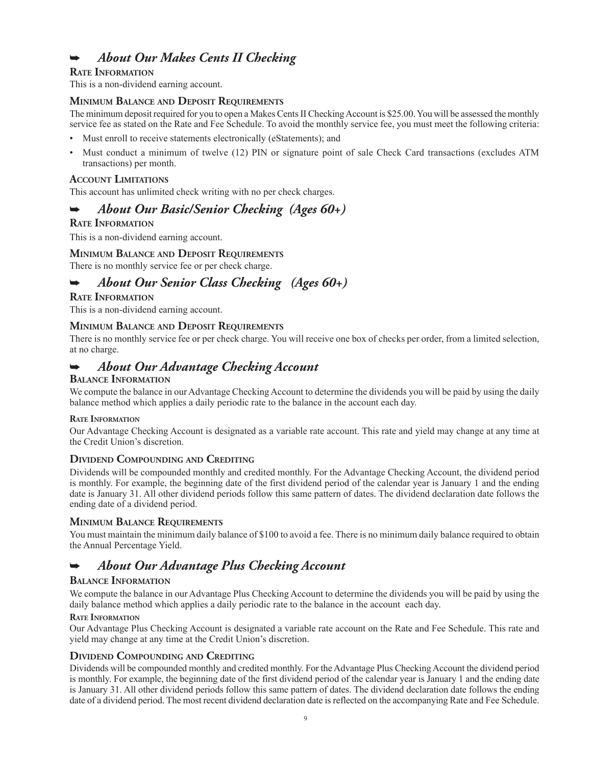## ➥ *About Our Makes Cents II Checking*

### Rate Information

This is a non-dividend earning account.

### Minimum Balance and Deposit Requirements

The minimum deposit required for you to open a Makes Cents II Checking Account is $25.00. You will be assessed the monthly service fee as stated on the Rate and Fee Schedule. To avoid the monthly service fee, you must meet the following criteria:

- Must enroll to receive statements electronically (eStatements); and
- Must conduct a minimum of twelve (12) PIN or signature point of sale Check Card transactions (excludes ATM transactions) per month.

### Account Limitations

This account has unlimited check writing with no per check charges.

## ➥ *About Our Basic/Senior Checking (Ages 60+)*

### Rate Information

This is a non-dividend earning account.

### Minimum Balance and Deposit Requirements

There is no monthly service fee or per check charge.

## ➥ *About Our Senior Class Checking (Ages 60+)*

### Rate Information

This is a non-dividend earning account.

### Minimum Balance and Deposit Requirements

There is no monthly service fee or per check charge. You will receive one box of checks per order, from a limited selection, at no charge.

## ➥ *About Our Advantage Checking Account*

### Balance Information

We compute the balance in our Advantage Checking Account to determine the dividends you will be paid by using the daily balance method which applies a daily periodic rate to the balance in the account each day.

#### Rate Information

Our Advantage Checking Account is designated as a variable rate account. This rate and yield may change at any time at the Credit Union's discretion.

### Dividend Compounding and Crediting

Dividends will be compounded monthly and credited monthly. For the Advantage Checking Account, the dividend period is monthly. For example, the beginning date of the first dividend period of the calendar year is January 1 and the ending date is January 31. All other dividend periods follow this same pattern of dates. The dividend declaration date follows the ending date of a dividend period.

### Minimum Balance Requirements

You must maintain the minimum daily balance of $100 to avoid a fee. There is no minimum daily balance required to obtain the Annual Percentage Yield.

## ➥ *About Our Advantage Plus Checking Account*

### Balance Information

We compute the balance in our Advantage Plus Checking Account to determine the dividends you will be paid by using the daily balance method which applies a daily periodic rate to the balance in the account each day.

#### Rate Information

Our Advantage Plus Checking Account is designated a variable rate account on the Rate and Fee Schedule. This rate and yield may change at any time at the Credit Union's discretion.

### Dividend Compounding and Crediting

Dividends will be compounded monthly and credited monthly. For the Advantage Plus Checking Account the dividend period is monthly. For example, the beginning date of the first dividend period of the calendar year is January 1 and the ending date is January 31. All other dividend periods follow this same pattern of dates. The dividend declaration date follows the ending date of a dividend period. The most recent dividend declaration date is reflected on the accompanying Rate and Fee Schedule.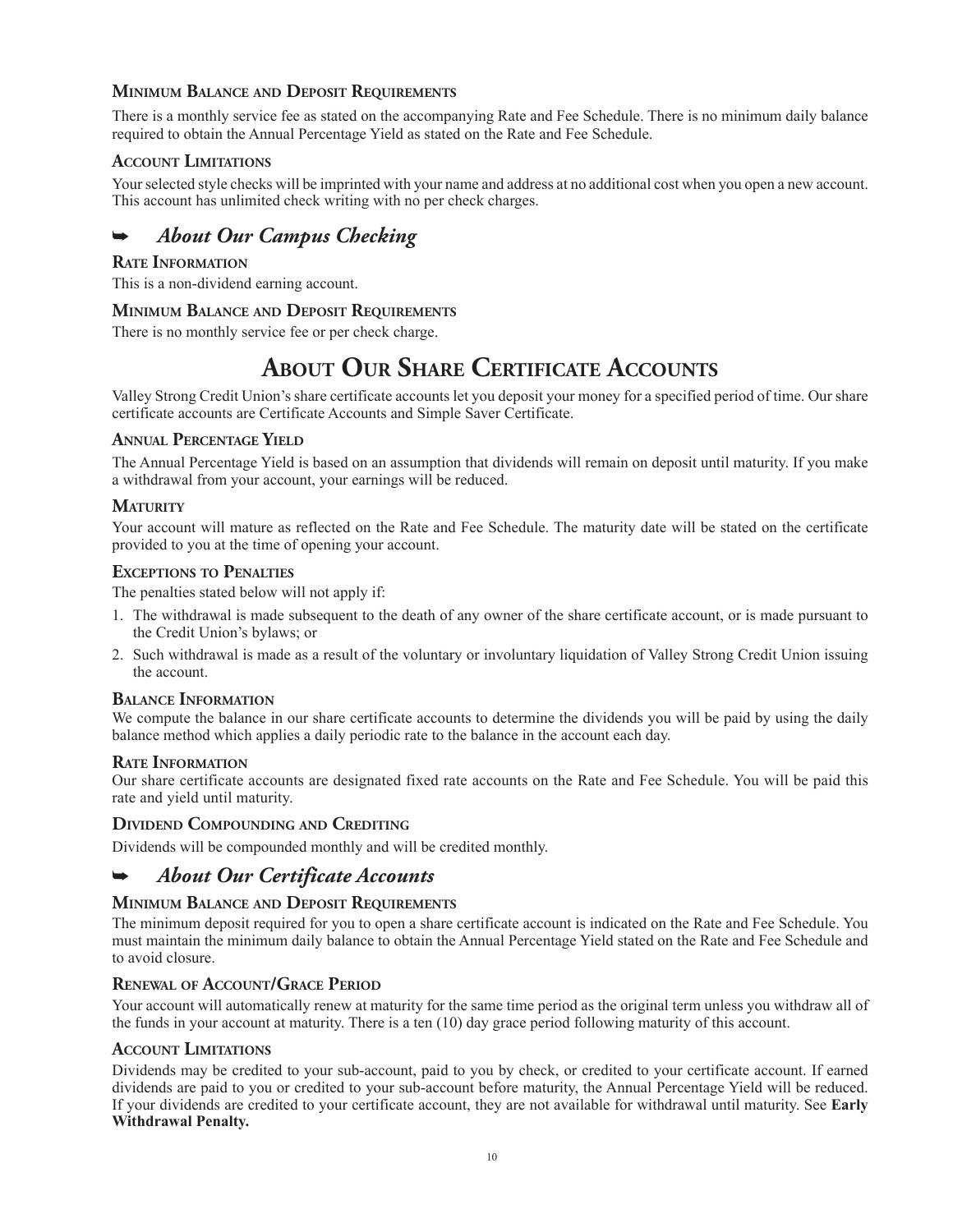#### Minimum Balance and Deposit Requirements

There is a monthly service fee as stated on the accompanying Rate and Fee Schedule. There is no minimum daily balance required to obtain the Annual Percentage Yield as stated on the Rate and Fee Schedule.

#### Account Limitations

Your selected style checks will be imprinted with your name and address at no additional cost when you open a new account. This account has unlimited check writing with no per check charges.

### ➥ *About Our Campus Checking*

#### Rate Information

This is a non-dividend earning account.

#### Minimum Balance and Deposit Requirements

There is no monthly service fee or per check charge.

## About Our Share Certificate Accounts

Valley Strong Credit Union's share certificate accounts let you deposit your money for a specified period of time. Our share certificate accounts are Certificate Accounts and Simple Saver Certificate.

#### Annual Percentage Yield

The Annual Percentage Yield is based on an assumption that dividends will remain on deposit until maturity. If you make a withdrawal from your account, your earnings will be reduced.

#### Maturity

Your account will mature as reflected on the Rate and Fee Schedule. The maturity date will be stated on the certificate provided to you at the time of opening your account.

#### Exceptions to Penalties

The penalties stated below will not apply if:

1. The withdrawal is made subsequent to the death of any owner of the share certificate account, or is made pursuant to the Credit Union's bylaws; or
2. Such withdrawal is made as a result of the voluntary or involuntary liquidation of Valley Strong Credit Union issuing the account.

#### Balance Information

We compute the balance in our share certificate accounts to determine the dividends you will be paid by using the daily balance method which applies a daily periodic rate to the balance in the account each day.

#### Rate Information

Our share certificate accounts are designated fixed rate accounts on the Rate and Fee Schedule. You will be paid this rate and yield until maturity.

#### Dividend Compounding and Crediting

Dividends will be compounded monthly and will be credited monthly.

### ➥ *About Our Certificate Accounts*

#### Minimum Balance and Deposit Requirements

The minimum deposit required for you to open a share certificate account is indicated on the Rate and Fee Schedule. You must maintain the minimum daily balance to obtain the Annual Percentage Yield stated on the Rate and Fee Schedule and to avoid closure.

#### Renewal of Account/Grace Period

Your account will automatically renew at maturity for the same time period as the original term unless you withdraw all of the funds in your account at maturity. There is a ten (10) day grace period following maturity of this account.

#### Account Limitations

Dividends may be credited to your sub-account, paid to you by check, or credited to your certificate account. If earned dividends are paid to you or credited to your sub-account before maturity, the Annual Percentage Yield will be reduced. If your dividends are credited to your certificate account, they are not available for withdrawal until maturity. See **Early Withdrawal Penalty.**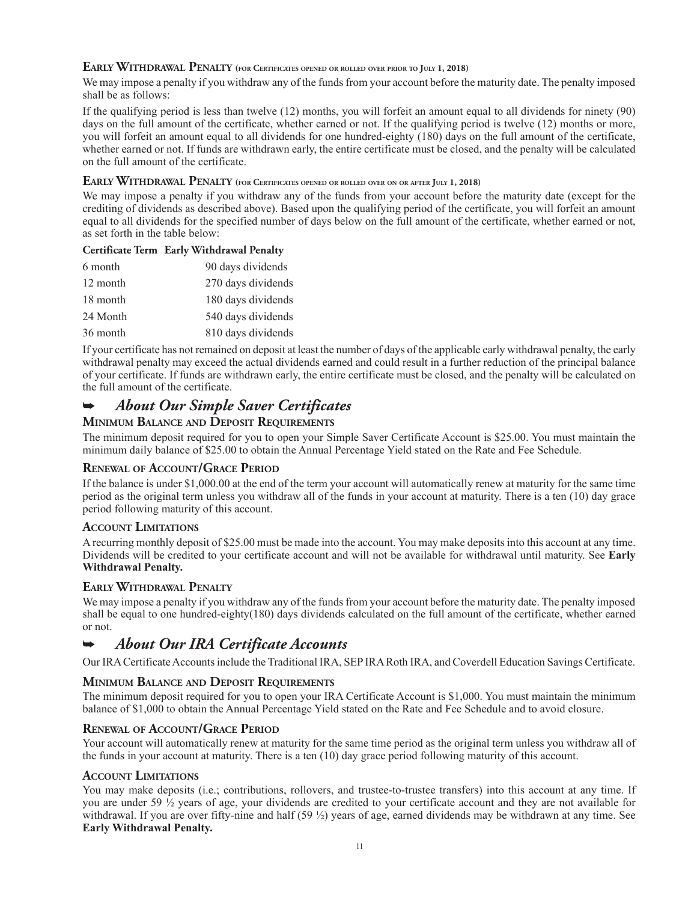### Early Withdrawal Penalty (for Certificates opened or rolled over prior to July 1, 2018)

We may impose a penalty if you withdraw any of the funds from your account before the maturity date. The penalty imposed shall be as follows:

If the qualifying period is less than twelve (12) months, you will forfeit an amount equal to all dividends for ninety (90) days on the full amount of the certificate, whether earned or not. If the qualifying period is twelve (12) months or more, you will forfeit an amount equal to all dividends for one hundred-eighty (180) days on the full amount of the certificate, whether earned or not. If funds are withdrawn early, the entire certificate must be closed, and the penalty will be calculated on the full amount of the certificate.

### Early Withdrawal Penalty (for Certificates opened or rolled over on or after July 1, 2018)

We may impose a penalty if you withdraw any of the funds from your account before the maturity date (except for the crediting of dividends as described above). Based upon the qualifying period of the certificate, you will forfeit an amount equal to all dividends for the specified number of days below on the full amount of the certificate, whether earned or not, as set forth in the table below:

| Certificate Term | Early Withdrawal Penalty |
|---|---|
| 6 month | 90 days dividends |
| 12 month | 270 days dividends |
| 18 month | 180 days dividends |
| 24 Month | 540 days dividends |
| 36 month | 810 days dividends |

If your certificate has not remained on deposit at least the number of days of the applicable early withdrawal penalty, the early withdrawal penalty may exceed the actual dividends earned and could result in a further reduction of the principal balance of your certificate. If funds are withdrawn early, the entire certificate must be closed, and the penalty will be calculated on the full amount of the certificate.

## ➥ *About Our Simple Saver Certificates*

### Minimum Balance and Deposit Requirements

The minimum deposit required for you to open your Simple Saver Certificate Account is $25.00. You must maintain the minimum daily balance of $25.00 to obtain the Annual Percentage Yield stated on the Rate and Fee Schedule.

### Renewal of Account/Grace Period

If the balance is under $1,000.00 at the end of the term your account will automatically renew at maturity for the same time period as the original term unless you withdraw all of the funds in your account at maturity. There is a ten (10) day grace period following maturity of this account.

### Account Limitations

A recurring monthly deposit of $25.00 must be made into the account. You may make deposits into this account at any time. Dividends will be credited to your certificate account and will not be available for withdrawal until maturity. See **Early Withdrawal Penalty.**

### Early Withdrawal Penalty

We may impose a penalty if you withdraw any of the funds from your account before the maturity date. The penalty imposed shall be equal to one hundred-eighty(180) days dividends calculated on the full amount of the certificate, whether earned or not.

## ➥ *About Our IRA Certificate Accounts*

Our IRA Certificate Accounts include the Traditional IRA, SEP IRA Roth IRA, and Coverdell Education Savings Certificate.

### Minimum Balance and Deposit Requirements

The minimum deposit required for you to open your IRA Certificate Account is $1,000. You must maintain the minimum balance of $1,000 to obtain the Annual Percentage Yield stated on the Rate and Fee Schedule and to avoid closure.

### Renewal of Account/Grace Period

Your account will automatically renew at maturity for the same time period as the original term unless you withdraw all of the funds in your account at maturity. There is a ten (10) day grace period following maturity of this account.

### Account Limitations

You may make deposits (i.e.; contributions, rollovers, and trustee-to-trustee transfers) into this account at any time. If you are under 59 ½ years of age, your dividends are credited to your certificate account and they are not available for withdrawal. If you are over fifty-nine and half (59 ½) years of age, earned dividends may be withdrawn at any time. See **Early Withdrawal Penalty.**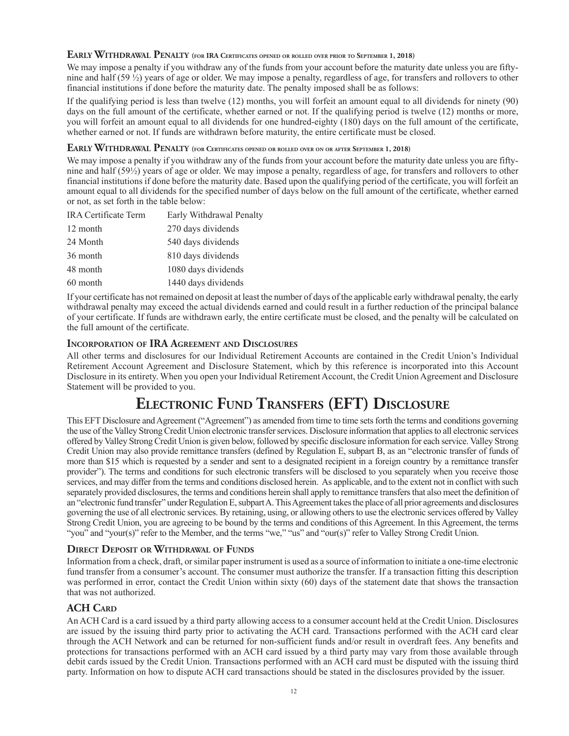### Early Withdrawal Penalty (for IRA Certificates opened or rolled over prior to September 1, 2018)

We may impose a penalty if you withdraw any of the funds from your account before the maturity date unless you are fifty-nine and half (59 ½) years of age or older. We may impose a penalty, regardless of age, for transfers and rollovers to other financial institutions if done before the maturity date. The penalty imposed shall be as follows:

If the qualifying period is less than twelve (12) months, you will forfeit an amount equal to all dividends for ninety (90) days on the full amount of the certificate, whether earned or not. If the qualifying period is twelve (12) months or more, you will forfeit an amount equal to all dividends for one hundred-eighty (180) days on the full amount of the certificate, whether earned or not. If funds are withdrawn before maturity, the entire certificate must be closed.

### Early Withdrawal Penalty (for Certificates opened or rolled over on or after September 1, 2018)

We may impose a penalty if you withdraw any of the funds from your account before the maturity date unless you are fifty-nine and half (59½) years of age or older. We may impose a penalty, regardless of age, for transfers and rollovers to other financial institutions if done before the maturity date. Based upon the qualifying period of the certificate, you will forfeit an amount equal to all dividends for the specified number of days below on the full amount of the certificate, whether earned or not, as set forth in the table below:

| IRA Certificate Term | Early Withdrawal Penalty |
|---|---|
| 12 month | 270 days dividends |
| 24 Month | 540 days dividends |
| 36 month | 810 days dividends |
| 48 month | 1080 days dividends |
| 60 month | 1440 days dividends |

If your certificate has not remained on deposit at least the number of days of the applicable early withdrawal penalty, the early withdrawal penalty may exceed the actual dividends earned and could result in a further reduction of the principal balance of your certificate. If funds are withdrawn early, the entire certificate must be closed, and the penalty will be calculated on the full amount of the certificate.

### Incorporation of IRA Agreement and Disclosures

All other terms and disclosures for our Individual Retirement Accounts are contained in the Credit Union's Individual Retirement Account Agreement and Disclosure Statement, which by this reference is incorporated into this Account Disclosure in its entirety. When you open your Individual Retirement Account, the Credit Union Agreement and Disclosure Statement will be provided to you.

# Electronic Fund Transfers (EFT) Disclosure

This EFT Disclosure and Agreement ("Agreement") as amended from time to time sets forth the terms and conditions governing the use of the Valley Strong Credit Union electronic transfer services. Disclosure information that applies to all electronic services offered by Valley Strong Credit Union is given below, followed by specific disclosure information for each service. Valley Strong Credit Union may also provide remittance transfers (defined by Regulation E, subpart B, as an "electronic transfer of funds of more than $15 which is requested by a sender and sent to a designated recipient in a foreign country by a remittance transfer provider"). The terms and conditions for such electronic transfers will be disclosed to you separately when you receive those services, and may differ from the terms and conditions disclosed herein. As applicable, and to the extent not in conflict with such separately provided disclosures, the terms and conditions herein shall apply to remittance transfers that also meet the definition of an "electronic fund transfer" under Regulation E, subpart A. This Agreement takes the place of all prior agreements and disclosures governing the use of all electronic services. By retaining, using, or allowing others to use the electronic services offered by Valley Strong Credit Union, you are agreeing to be bound by the terms and conditions of this Agreement. In this Agreement, the terms "you" and "your(s)" refer to the Member, and the terms "we," "us" and "our(s)" refer to Valley Strong Credit Union.

### Direct Deposit or Withdrawal of Funds

Information from a check, draft, or similar paper instrument is used as a source of information to initiate a one-time electronic fund transfer from a consumer's account. The consumer must authorize the transfer. If a transaction fitting this description was performed in error, contact the Credit Union within sixty (60) days of the statement date that shows the transaction that was not authorized.

### ACH Card

An ACH Card is a card issued by a third party allowing access to a consumer account held at the Credit Union. Disclosures are issued by the issuing third party prior to activating the ACH card. Transactions performed with the ACH card clear through the ACH Network and can be returned for non-sufficient funds and/or result in overdraft fees. Any benefits and protections for transactions performed with an ACH card issued by a third party may vary from those available through debit cards issued by the Credit Union. Transactions performed with an ACH card must be disputed with the issuing third party. Information on how to dispute ACH card transactions should be stated in the disclosures provided by the issuer.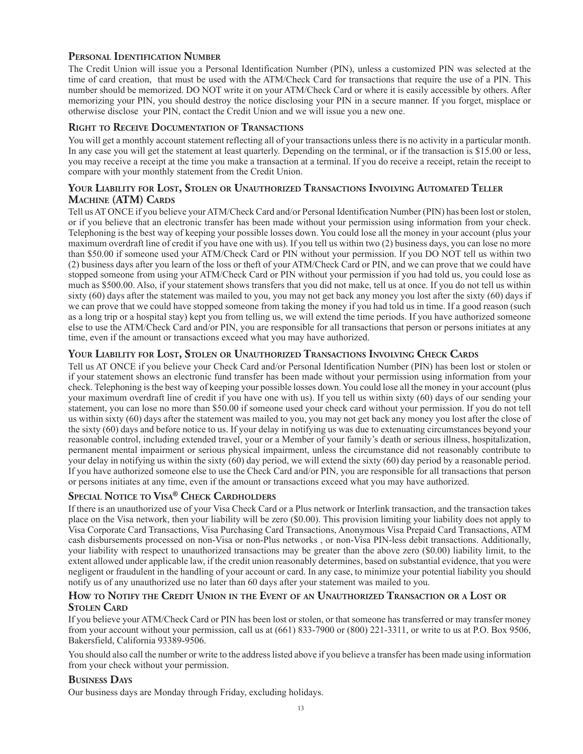## Personal Identification Number

The Credit Union will issue you a Personal Identification Number (PIN), unless a customized PIN was selected at the time of card creation,  that must be used with the ATM/Check Card for transactions that require the use of a PIN. This number should be memorized. DO NOT write it on your ATM/Check Card or where it is easily accessible by others. After memorizing your PIN, you should destroy the notice disclosing your PIN in a secure manner. If you forget, misplace or otherwise disclose  your PIN, contact the Credit Union and we will issue you a new one.

## Right to Receive Documentation of Transactions

You will get a monthly account statement reflecting all of your transactions unless there is no activity in a particular month. In any case you will get the statement at least quarterly. Depending on the terminal, or if the transaction is $15.00 or less, you may receive a receipt at the time you make a transaction at a terminal. If you do receive a receipt, retain the receipt to compare with your monthly statement from the Credit Union.

## Your Liability for Lost, Stolen or Unauthorized Transactions Involving Automated Teller Machine (ATM) Cards

Tell us AT ONCE if you believe your ATM/Check Card and/or Personal Identification Number (PIN) has been lost or stolen, or if you believe that an electronic transfer has been made without your permission using information from your check. Telephoning is the best way of keeping your possible losses down. You could lose all the money in your account (plus your maximum overdraft line of credit if you have one with us). If you tell us within two (2) business days, you can lose no more than $50.00 if someone used your ATM/Check Card or PIN without your permission. If you DO NOT tell us within two (2) business days after you learn of the loss or theft of your ATM/Check Card or PIN, and we can prove that we could have stopped someone from using your ATM/Check Card or PIN without your permission if you had told us, you could lose as much as $500.00. Also, if your statement shows transfers that you did not make, tell us at once. If you do not tell us within sixty (60) days after the statement was mailed to you, you may not get back any money you lost after the sixty (60) days if we can prove that we could have stopped someone from taking the money if you had told us in time. If a good reason (such as a long trip or a hospital stay) kept you from telling us, we will extend the time periods. If you have authorized someone else to use the ATM/Check Card and/or PIN, you are responsible for all transactions that person or persons initiates at any time, even if the amount or transactions exceed what you may have authorized.

## Your Liability for Lost, Stolen or Unauthorized Transactions Involving Check Cards

Tell us AT ONCE if you believe your Check Card and/or Personal Identification Number (PIN) has been lost or stolen or if your statement shows an electronic fund transfer has been made without your permission using information from your check. Telephoning is the best way of keeping your possible losses down. You could lose all the money in your account (plus your maximum overdraft line of credit if you have one with us). If you tell us within sixty (60) days of our sending your statement, you can lose no more than $50.00 if someone used your check card without your permission. If you do not tell us within sixty (60) days after the statement was mailed to you, you may not get back any money you lost after the close of the sixty (60) days and before notice to us. If your delay in notifying us was due to extenuating circumstances beyond your reasonable control, including extended travel, your or a Member of your family's death or serious illness, hospitalization, permanent mental impairment or serious physical impairment, unless the circumstance did not reasonably contribute to your delay in notifying us within the sixty (60) day period, we will extend the sixty (60) day period by a reasonable period. If you have authorized someone else to use the Check Card and/or PIN, you are responsible for all transactions that person or persons initiates at any time, even if the amount or transactions exceed what you may have authorized.

## Special Notice to Visa® Check Cardholders

If there is an unauthorized use of your Visa Check Card or a Plus network or Interlink transaction, and the transaction takes place on the Visa network, then your liability will be zero ($0.00). This provision limiting your liability does not apply to Visa Corporate Card Transactions, Visa Purchasing Card Transactions, Anonymous Visa Prepaid Card Transactions, ATM cash disbursements processed on non-Visa or non-Plus networks , or non-Visa PIN-less debit transactions. Additionally, your liability with respect to unauthorized transactions may be greater than the above zero ($0.00) liability limit, to the extent allowed under applicable law, if the credit union reasonably determines, based on substantial evidence, that you were negligent or fraudulent in the handling of your account or card. In any case, to minimize your potential liability you should notify us of any unauthorized use no later than 60 days after your statement was mailed to you.

## How to Notify the Credit Union in the Event of an Unauthorized Transaction or a Lost or Stolen Card

If you believe your ATM/Check Card or PIN has been lost or stolen, or that someone has transferred or may transfer money from your account without your permission, call us at (661) 833-7900 or (800) 221-3311, or write to us at P.O. Box 9506, Bakersfield, California 93389-9506.

You should also call the number or write to the address listed above if you believe a transfer has been made using information from your check without your permission.

## Business Days

Our business days are Monday through Friday, excluding holidays.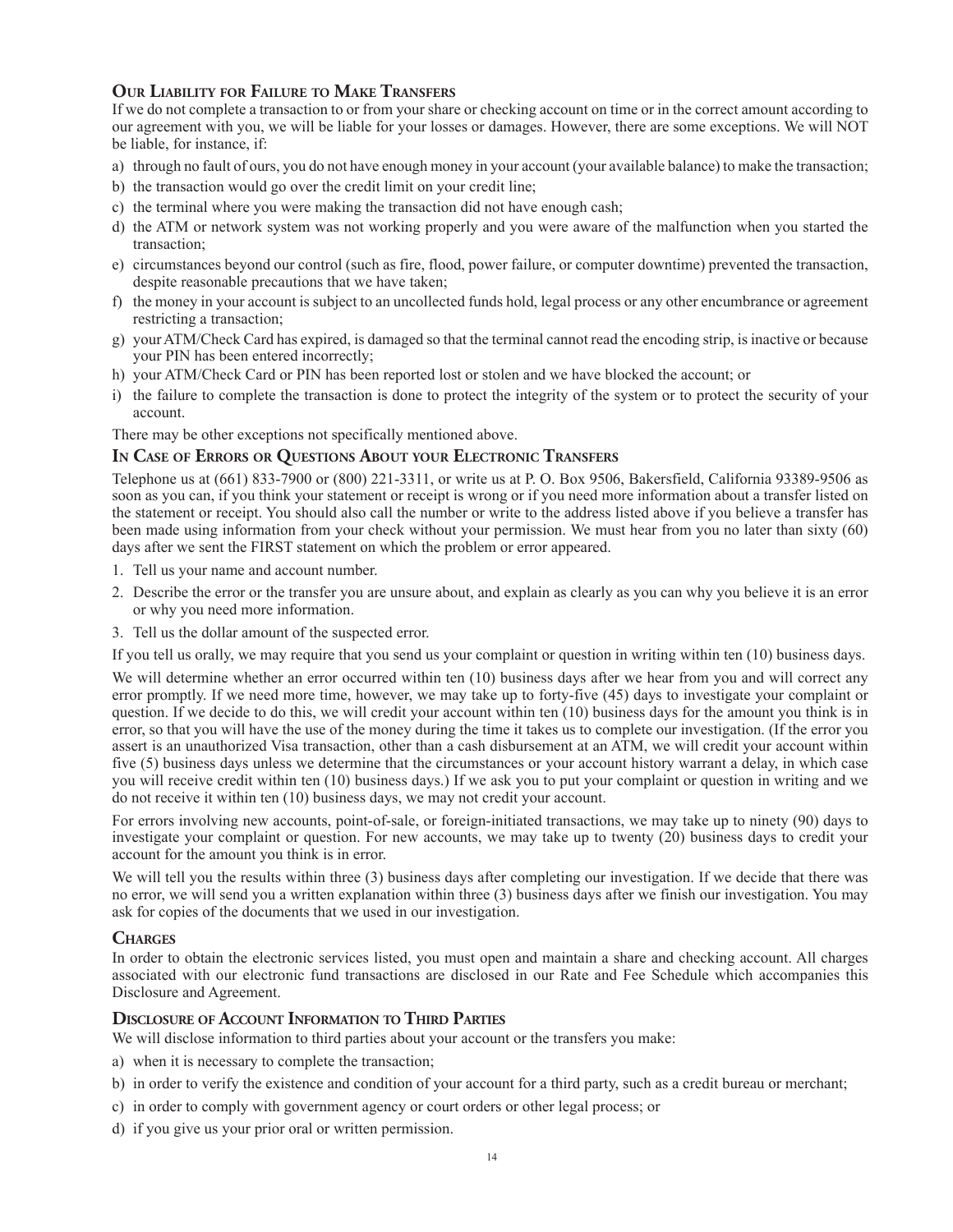## Our Liability for Failure to Make Transfers

If we do not complete a transaction to or from your share or checking account on time or in the correct amount according to our agreement with you, we will be liable for your losses or damages. However, there are some exceptions. We will NOT be liable, for instance, if:

a) through no fault of ours, you do not have enough money in your account (your available balance) to make the transaction;
b) the transaction would go over the credit limit on your credit line;
c) the terminal where you were making the transaction did not have enough cash;
d) the ATM or network system was not working properly and you were aware of the malfunction when you started the transaction;
e) circumstances beyond our control (such as fire, flood, power failure, or computer downtime) prevented the transaction, despite reasonable precautions that we have taken;
f) the money in your account is subject to an uncollected funds hold, legal process or any other encumbrance or agreement restricting a transaction;
g) your ATM/Check Card has expired, is damaged so that the terminal cannot read the encoding strip, is inactive or because your PIN has been entered incorrectly;
h) your ATM/Check Card or PIN has been reported lost or stolen and we have blocked the account; or
i) the failure to complete the transaction is done to protect the integrity of the system or to protect the security of your account.

There may be other exceptions not specifically mentioned above.

## In Case of Errors or Questions About your Electronic Transfers

Telephone us at (661) 833-7900 or (800) 221-3311, or write us at P. O. Box 9506, Bakersfield, California 93389-9506 as soon as you can, if you think your statement or receipt is wrong or if you need more information about a transfer listed on the statement or receipt. You should also call the number or write to the address listed above if you believe a transfer has been made using information from your check without your permission. We must hear from you no later than sixty (60) days after we sent the FIRST statement on which the problem or error appeared.

1. Tell us your name and account number.
2. Describe the error or the transfer you are unsure about, and explain as clearly as you can why you believe it is an error or why you need more information.
3. Tell us the dollar amount of the suspected error.

If you tell us orally, we may require that you send us your complaint or question in writing within ten (10) business days.

We will determine whether an error occurred within ten (10) business days after we hear from you and will correct any error promptly. If we need more time, however, we may take up to forty-five (45) days to investigate your complaint or question. If we decide to do this, we will credit your account within ten (10) business days for the amount you think is in error, so that you will have the use of the money during the time it takes us to complete our investigation. (If the error you assert is an unauthorized Visa transaction, other than a cash disbursement at an ATM, we will credit your account within five (5) business days unless we determine that the circumstances or your account history warrant a delay, in which case you will receive credit within ten (10) business days.) If we ask you to put your complaint or question in writing and we do not receive it within ten (10) business days, we may not credit your account.

For errors involving new accounts, point-of-sale, or foreign-initiated transactions, we may take up to ninety (90) days to investigate your complaint or question. For new accounts, we may take up to twenty (20) business days to credit your account for the amount you think is in error.

We will tell you the results within three (3) business days after completing our investigation. If we decide that there was no error, we will send you a written explanation within three (3) business days after we finish our investigation. You may ask for copies of the documents that we used in our investigation.

## Charges

In order to obtain the electronic services listed, you must open and maintain a share and checking account. All charges associated with our electronic fund transactions are disclosed in our Rate and Fee Schedule which accompanies this Disclosure and Agreement.

## Disclosure of Account Information to Third Parties

We will disclose information to third parties about your account or the transfers you make:

a) when it is necessary to complete the transaction;
b) in order to verify the existence and condition of your account for a third party, such as a credit bureau or merchant;
c) in order to comply with government agency or court orders or other legal process; or
d) if you give us your prior oral or written permission.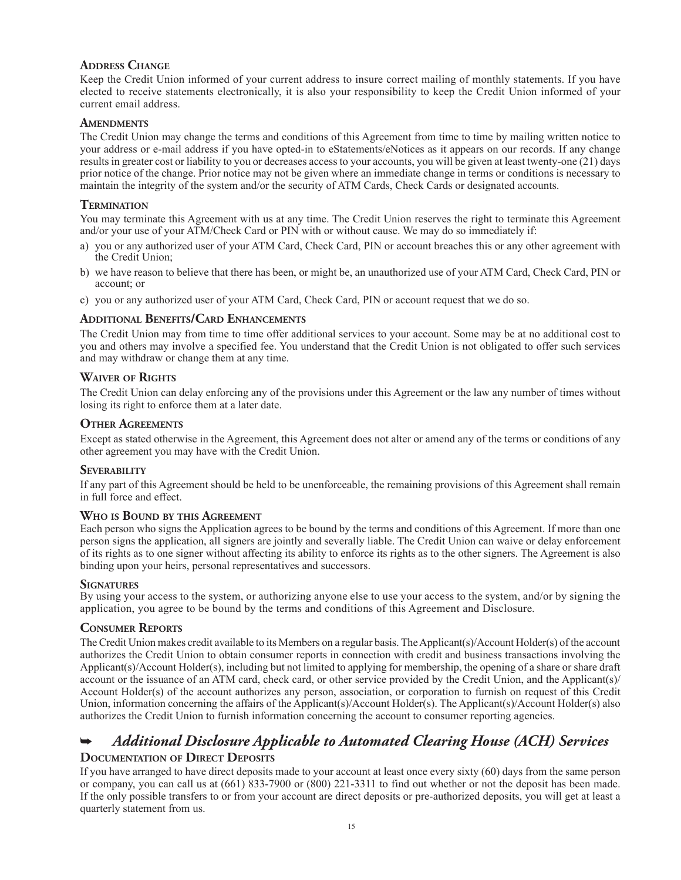### Address Change

Keep the Credit Union informed of your current address to insure correct mailing of monthly statements. If you have elected to receive statements electronically, it is also your responsibility to keep the Credit Union informed of your current email address.

### Amendments

The Credit Union may change the terms and conditions of this Agreement from time to time by mailing written notice to your address or e-mail address if you have opted-in to eStatements/eNotices as it appears on our records. If any change results in greater cost or liability to you or decreases access to your accounts, you will be given at least twenty-one (21) days prior notice of the change. Prior notice may not be given where an immediate change in terms or conditions is necessary to maintain the integrity of the system and/or the security of ATM Cards, Check Cards or designated accounts.

### Termination

You may terminate this Agreement with us at any time. The Credit Union reserves the right to terminate this Agreement and/or your use of your ATM/Check Card or PIN with or without cause. We may do so immediately if:

a) you or any authorized user of your ATM Card, Check Card, PIN or account breaches this or any other agreement with the Credit Union;

b) we have reason to believe that there has been, or might be, an unauthorized use of your ATM Card, Check Card, PIN or account; or

c) you or any authorized user of your ATM Card, Check Card, PIN or account request that we do so.

### Additional Benefits/Card Enhancements

The Credit Union may from time to time offer additional services to your account. Some may be at no additional cost to you and others may involve a specified fee. You understand that the Credit Union is not obligated to offer such services and may withdraw or change them at any time.

### Waiver of Rights

The Credit Union can delay enforcing any of the provisions under this Agreement or the law any number of times without losing its right to enforce them at a later date.

### Other Agreements

Except as stated otherwise in the Agreement, this Agreement does not alter or amend any of the terms or conditions of any other agreement you may have with the Credit Union.

### Severability

If any part of this Agreement should be held to be unenforceable, the remaining provisions of this Agreement shall remain in full force and effect.

### Who is Bound by this Agreement

Each person who signs the Application agrees to be bound by the terms and conditions of this Agreement. If more than one person signs the application, all signers are jointly and severally liable. The Credit Union can waive or delay enforcement of its rights as to one signer without affecting its ability to enforce its rights as to the other signers. The Agreement is also binding upon your heirs, personal representatives and successors.

### Signatures

By using your access to the system, or authorizing anyone else to use your access to the system, and/or by signing the application, you agree to be bound by the terms and conditions of this Agreement and Disclosure.

### Consumer Reports

The Credit Union makes credit available to its Members on a regular basis. The Applicant(s)/Account Holder(s) of the account authorizes the Credit Union to obtain consumer reports in connection with credit and business transactions involving the Applicant(s)/Account Holder(s), including but not limited to applying for membership, the opening of a share or share draft account or the issuance of an ATM card, check card, or other service provided by the Credit Union, and the Applicant(s)/Account Holder(s) of the account authorizes any person, association, or corporation to furnish on request of this Credit Union, information concerning the affairs of the Applicant(s)/Account Holder(s). The Applicant(s)/Account Holder(s) also authorizes the Credit Union to furnish information concerning the account to consumer reporting agencies.

## ➥ *Additional Disclosure Applicable to Automated Clearing House (ACH) Services*

### Documentation of Direct Deposits

If you have arranged to have direct deposits made to your account at least once every sixty (60) days from the same person or company, you can call us at (661) 833-7900 or (800) 221-3311 to find out whether or not the deposit has been made. If the only possible transfers to or from your account are direct deposits or pre-authorized deposits, you will get at least a quarterly statement from us.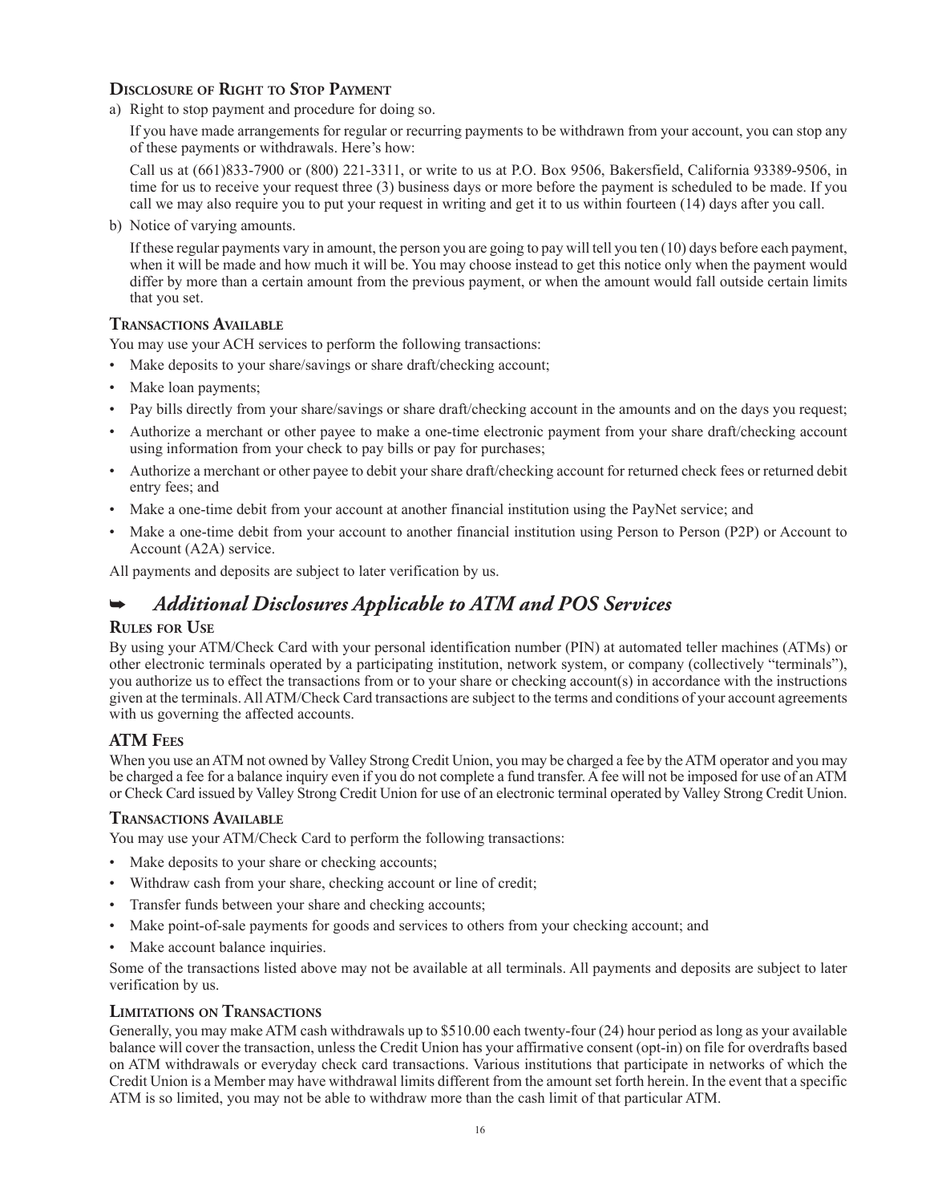### Disclosure of Right to Stop Payment

a) Right to stop payment and procedure for doing so.

   If you have made arrangements for regular or recurring payments to be withdrawn from your account, you can stop any of these payments or withdrawals. Here's how:

   Call us at (661)833-7900 or (800) 221-3311, or write to us at P.O. Box 9506, Bakersfield, California 93389-9506, in time for us to receive your request three (3) business days or more before the payment is scheduled to be made. If you call we may also require you to put your request in writing and get it to us within fourteen (14) days after you call.

b) Notice of varying amounts.

   If these regular payments vary in amount, the person you are going to pay will tell you ten (10) days before each payment, when it will be made and how much it will be. You may choose instead to get this notice only when the payment would differ by more than a certain amount from the previous payment, or when the amount would fall outside certain limits that you set.

### Transactions Available

You may use your ACH services to perform the following transactions:

- Make deposits to your share/savings or share draft/checking account;
- Make loan payments;
- Pay bills directly from your share/savings or share draft/checking account in the amounts and on the days you request;
- Authorize a merchant or other payee to make a one-time electronic payment from your share draft/checking account using information from your check to pay bills or pay for purchases;
- Authorize a merchant or other payee to debit your share draft/checking account for returned check fees or returned debit entry fees; and
- Make a one-time debit from your account at another financial institution using the PayNet service; and
- Make a one-time debit from your account to another financial institution using Person to Person (P2P) or Account to Account (A2A) service.

All payments and deposits are subject to later verification by us.

## ➥ *Additional Disclosures Applicable to ATM and POS Services*

### Rules for Use

By using your ATM/Check Card with your personal identification number (PIN) at automated teller machines (ATMs) or other electronic terminals operated by a participating institution, network system, or company (collectively "terminals"), you authorize us to effect the transactions from or to your share or checking account(s) in accordance with the instructions given at the terminals. All ATM/Check Card transactions are subject to the terms and conditions of your account agreements with us governing the affected accounts.

### ATM Fees

When you use an ATM not owned by Valley Strong Credit Union, you may be charged a fee by the ATM operator and you may be charged a fee for a balance inquiry even if you do not complete a fund transfer. A fee will not be imposed for use of an ATM or Check Card issued by Valley Strong Credit Union for use of an electronic terminal operated by Valley Strong Credit Union.

### Transactions Available

You may use your ATM/Check Card to perform the following transactions:

- Make deposits to your share or checking accounts;
- Withdraw cash from your share, checking account or line of credit;
- Transfer funds between your share and checking accounts;
- Make point-of-sale payments for goods and services to others from your checking account; and
- Make account balance inquiries.

Some of the transactions listed above may not be available at all terminals. All payments and deposits are subject to later verification by us.

### Limitations on Transactions

Generally, you may make ATM cash withdrawals up to $510.00 each twenty-four (24) hour period as long as your available balance will cover the transaction, unless the Credit Union has your affirmative consent (opt-in) on file for overdrafts based on ATM withdrawals or everyday check card transactions. Various institutions that participate in networks of which the Credit Union is a Member may have withdrawal limits different from the amount set forth herein. In the event that a specific ATM is so limited, you may not be able to withdraw more than the cash limit of that particular ATM.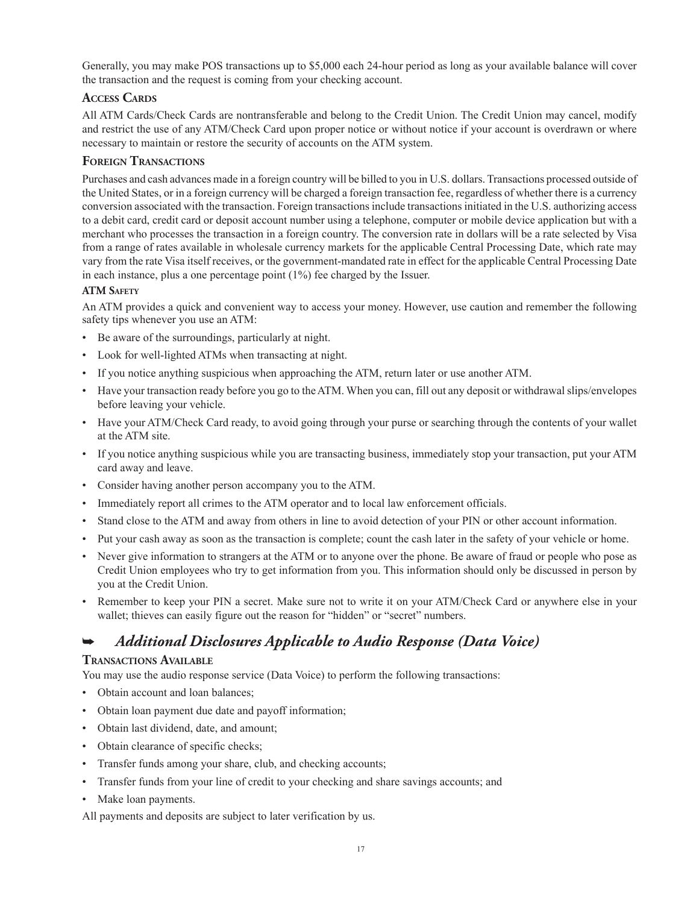Generally, you may make POS transactions up to $5,000 each 24-hour period as long as your available balance will cover the transaction and the request is coming from your checking account.

### Access Cards

All ATM Cards/Check Cards are nontransferable and belong to the Credit Union. The Credit Union may cancel, modify and restrict the use of any ATM/Check Card upon proper notice or without notice if your account is overdrawn or where necessary to maintain or restore the security of accounts on the ATM system.

### Foreign Transactions

Purchases and cash advances made in a foreign country will be billed to you in U.S. dollars. Transactions processed outside of the United States, or in a foreign currency will be charged a foreign transaction fee, regardless of whether there is a currency conversion associated with the transaction. Foreign transactions include transactions initiated in the U.S. authorizing access to a debit card, credit card or deposit account number using a telephone, computer or mobile device application but with a merchant who processes the transaction in a foreign country. The conversion rate in dollars will be a rate selected by Visa from a range of rates available in wholesale currency markets for the applicable Central Processing Date, which rate may vary from the rate Visa itself receives, or the government-mandated rate in effect for the applicable Central Processing Date in each instance, plus a one percentage point (1%) fee charged by the Issuer.

### ATM Safety

An ATM provides a quick and convenient way to access your money. However, use caution and remember the following safety tips whenever you use an ATM:

- Be aware of the surroundings, particularly at night.
- Look for well-lighted ATMs when transacting at night.
- If you notice anything suspicious when approaching the ATM, return later or use another ATM.
- Have your transaction ready before you go to the ATM. When you can, fill out any deposit or withdrawal slips/envelopes before leaving your vehicle.
- Have your ATM/Check Card ready, to avoid going through your purse or searching through the contents of your wallet at the ATM site.
- If you notice anything suspicious while you are transacting business, immediately stop your transaction, put your ATM card away and leave.
- Consider having another person accompany you to the ATM.
- Immediately report all crimes to the ATM operator and to local law enforcement officials.
- Stand close to the ATM and away from others in line to avoid detection of your PIN or other account information.
- Put your cash away as soon as the transaction is complete; count the cash later in the safety of your vehicle or home.
- Never give information to strangers at the ATM or to anyone over the phone. Be aware of fraud or people who pose as Credit Union employees who try to get information from you. This information should only be discussed in person by you at the Credit Union.
- Remember to keep your PIN a secret. Make sure not to write it on your ATM/Check Card or anywhere else in your wallet; thieves can easily figure out the reason for “hidden” or “secret” numbers.

## ➥ *Additional Disclosures Applicable to Audio Response (Data Voice)*

### Transactions Available

You may use the audio response service (Data Voice) to perform the following transactions:

- Obtain account and loan balances;
- Obtain loan payment due date and payoff information;
- Obtain last dividend, date, and amount;
- Obtain clearance of specific checks;
- Transfer funds among your share, club, and checking accounts;
- Transfer funds from your line of credit to your checking and share savings accounts; and
- Make loan payments.

All payments and deposits are subject to later verification by us.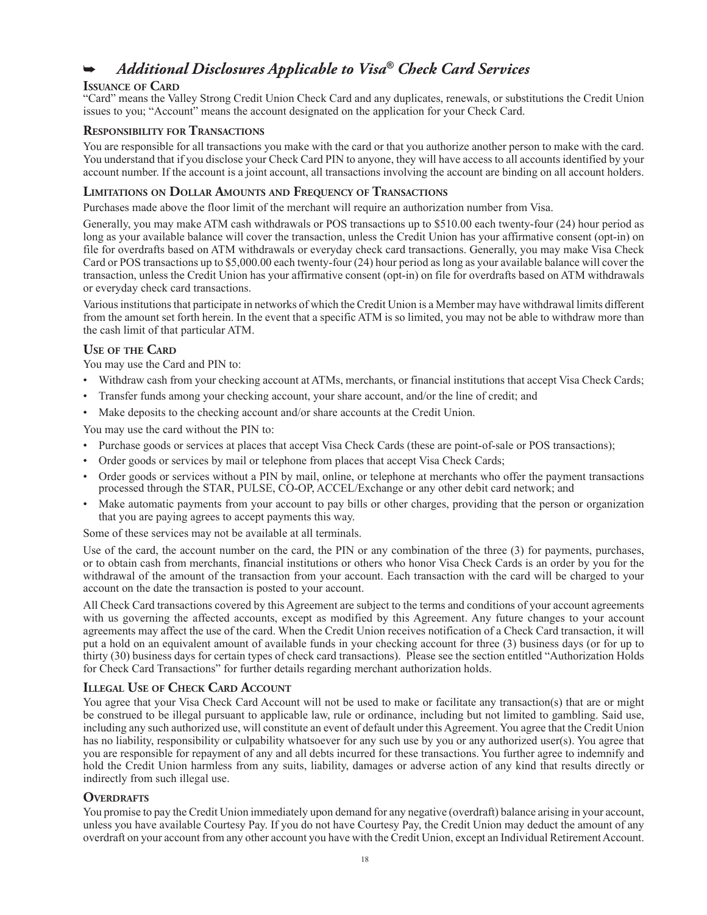## ➥ *Additional Disclosures Applicable to Visa® Check Card Services*

### Issuance of Card

"Card" means the Valley Strong Credit Union Check Card and any duplicates, renewals, or substitutions the Credit Union issues to you; "Account" means the account designated on the application for your Check Card.

### Responsibility for Transactions

You are responsible for all transactions you make with the card or that you authorize another person to make with the card. You understand that if you disclose your Check Card PIN to anyone, they will have access to all accounts identified by your account number. If the account is a joint account, all transactions involving the account are binding on all account holders.

### Limitations on Dollar Amounts and Frequency of Transactions

Purchases made above the floor limit of the merchant will require an authorization number from Visa.

Generally, you may make ATM cash withdrawals or POS transactions up to $510.00 each twenty-four (24) hour period as long as your available balance will cover the transaction, unless the Credit Union has your affirmative consent (opt-in) on file for overdrafts based on ATM withdrawals or everyday check card transactions. Generally, you may make Visa Check Card or POS transactions up to $5,000.00 each twenty-four (24) hour period as long as your available balance will cover the transaction, unless the Credit Union has your affirmative consent (opt-in) on file for overdrafts based on ATM withdrawals or everyday check card transactions.

Various institutions that participate in networks of which the Credit Union is a Member may have withdrawal limits different from the amount set forth herein. In the event that a specific ATM is so limited, you may not be able to withdraw more than the cash limit of that particular ATM.

### Use of the Card

You may use the Card and PIN to:

- Withdraw cash from your checking account at ATMs, merchants, or financial institutions that accept Visa Check Cards;
- Transfer funds among your checking account, your share account, and/or the line of credit; and
- Make deposits to the checking account and/or share accounts at the Credit Union.

You may use the card without the PIN to:

- Purchase goods or services at places that accept Visa Check Cards (these are point-of-sale or POS transactions);
- Order goods or services by mail or telephone from places that accept Visa Check Cards;
- Order goods or services without a PIN by mail, online, or telephone at merchants who offer the payment transactions processed through the STAR, PULSE, CO-OP, ACCEL/Exchange or any other debit card network; and
- Make automatic payments from your account to pay bills or other charges, providing that the person or organization that you are paying agrees to accept payments this way.

Some of these services may not be available at all terminals.

Use of the card, the account number on the card, the PIN or any combination of the three (3) for payments, purchases, or to obtain cash from merchants, financial institutions or others who honor Visa Check Cards is an order by you for the withdrawal of the amount of the transaction from your account. Each transaction with the card will be charged to your account on the date the transaction is posted to your account.

All Check Card transactions covered by this Agreement are subject to the terms and conditions of your account agreements with us governing the affected accounts, except as modified by this Agreement. Any future changes to your account agreements may affect the use of the card. When the Credit Union receives notification of a Check Card transaction, it will put a hold on an equivalent amount of available funds in your checking account for three (3) business days (or for up to thirty (30) business days for certain types of check card transactions). Please see the section entitled "Authorization Holds for Check Card Transactions" for further details regarding merchant authorization holds.

### Illegal Use of Check Card Account

You agree that your Visa Check Card Account will not be used to make or facilitate any transaction(s) that are or might be construed to be illegal pursuant to applicable law, rule or ordinance, including but not limited to gambling. Said use, including any such authorized use, will constitute an event of default under this Agreement. You agree that the Credit Union has no liability, responsibility or culpability whatsoever for any such use by you or any authorized user(s). You agree that you are responsible for repayment of any and all debts incurred for these transactions. You further agree to indemnify and hold the Credit Union harmless from any suits, liability, damages or adverse action of any kind that results directly or indirectly from such illegal use.

### Overdrafts

You promise to pay the Credit Union immediately upon demand for any negative (overdraft) balance arising in your account, unless you have available Courtesy Pay. If you do not have Courtesy Pay, the Credit Union may deduct the amount of any overdraft on your account from any other account you have with the Credit Union, except an Individual Retirement Account.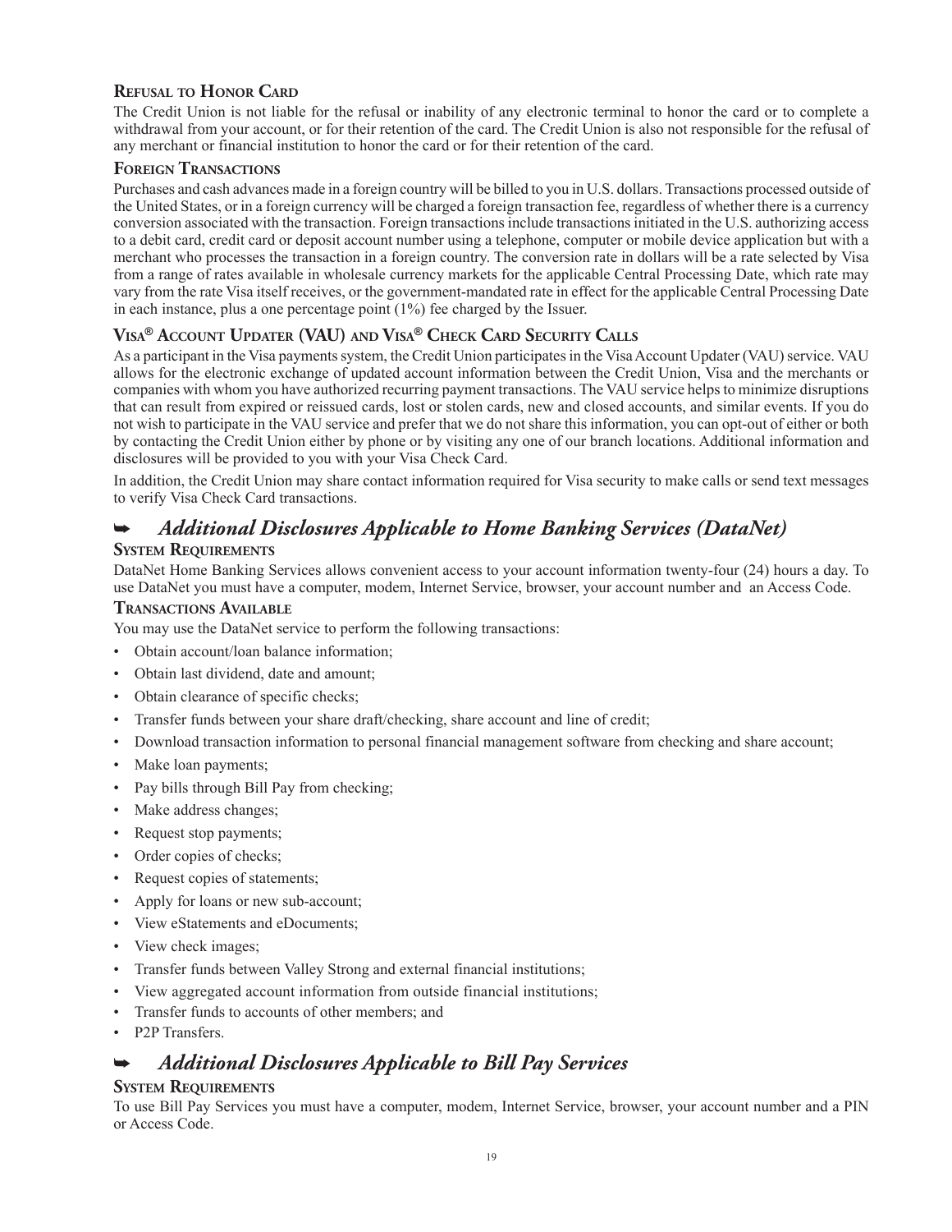### Refusal to Honor Card

The Credit Union is not liable for the refusal or inability of any electronic terminal to honor the card or to complete a withdrawal from your account, or for their retention of the card. The Credit Union is also not responsible for the refusal of any merchant or financial institution to honor the card or for their retention of the card.

### Foreign Transactions

Purchases and cash advances made in a foreign country will be billed to you in U.S. dollars. Transactions processed outside of the United States, or in a foreign currency will be charged a foreign transaction fee, regardless of whether there is a currency conversion associated with the transaction. Foreign transactions include transactions initiated in the U.S. authorizing access to a debit card, credit card or deposit account number using a telephone, computer or mobile device application but with a merchant who processes the transaction in a foreign country. The conversion rate in dollars will be a rate selected by Visa from a range of rates available in wholesale currency markets for the applicable Central Processing Date, which rate may vary from the rate Visa itself receives, or the government-mandated rate in effect for the applicable Central Processing Date in each instance, plus a one percentage point (1%) fee charged by the Issuer.

### Visa® Account Updater (VAU) and Visa® Check Card Security Calls

As a participant in the Visa payments system, the Credit Union participates in the Visa Account Updater (VAU) service. VAU allows for the electronic exchange of updated account information between the Credit Union, Visa and the merchants or companies with whom you have authorized recurring payment transactions. The VAU service helps to minimize disruptions that can result from expired or reissued cards, lost or stolen cards, new and closed accounts, and similar events. If you do not wish to participate in the VAU service and prefer that we do not share this information, you can opt-out of either or both by contacting the Credit Union either by phone or by visiting any one of our branch locations. Additional information and disclosures will be provided to you with your Visa Check Card.

In addition, the Credit Union may share contact information required for Visa security to make calls or send text messages to verify Visa Check Card transactions.

## ➥ *Additional Disclosures Applicable to Home Banking Services (DataNet)*

### System Requirements

DataNet Home Banking Services allows convenient access to your account information twenty-four (24) hours a day. To use DataNet you must have a computer, modem, Internet Service, browser, your account number and an Access Code.

### Transactions Available

You may use the DataNet service to perform the following transactions:

- Obtain account/loan balance information;
- Obtain last dividend, date and amount;
- Obtain clearance of specific checks;
- Transfer funds between your share draft/checking, share account and line of credit;
- Download transaction information to personal financial management software from checking and share account;
- Make loan payments;
- Pay bills through Bill Pay from checking;
- Make address changes;
- Request stop payments;
- Order copies of checks;
- Request copies of statements;
- Apply for loans or new sub-account;
- View eStatements and eDocuments;
- View check images;
- Transfer funds between Valley Strong and external financial institutions;
- View aggregated account information from outside financial institutions;
- Transfer funds to accounts of other members; and
- P2P Transfers.

## ➥ *Additional Disclosures Applicable to Bill Pay Services*

### System Requirements

To use Bill Pay Services you must have a computer, modem, Internet Service, browser, your account number and a PIN or Access Code.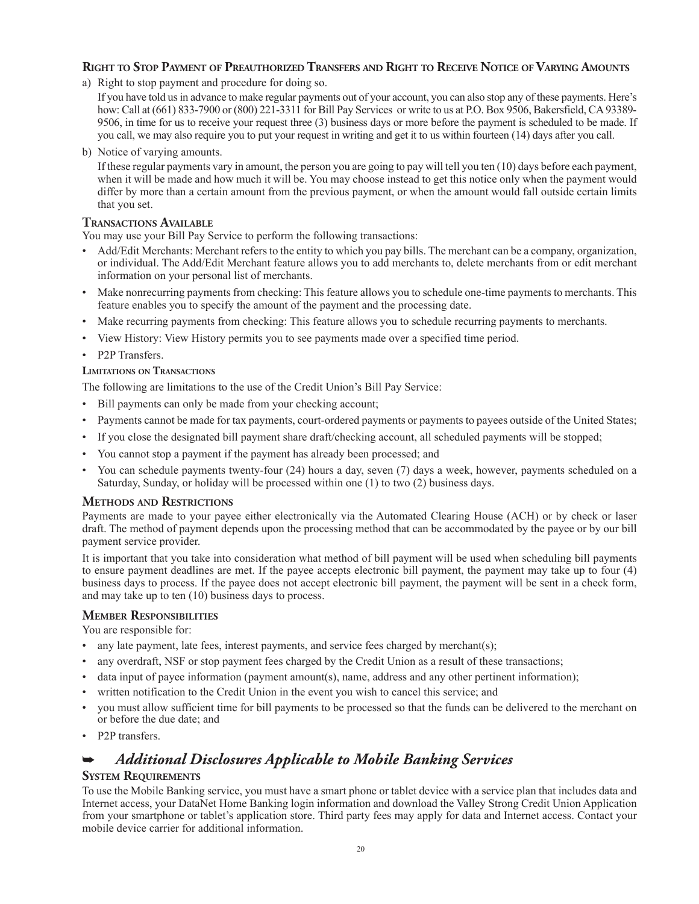### Right to Stop Payment of Preauthorized Transfers and Right to Receive Notice of Varying Amounts

a) Right to stop payment and procedure for doing so.

If you have told us in advance to make regular payments out of your account, you can also stop any of these payments. Here's how: Call at (661) 833-7900 or (800) 221-3311 for Bill Pay Services or write to us at P.O. Box 9506, Bakersfield, CA 93389-9506, in time for us to receive your request three (3) business days or more before the payment is scheduled to be made. If you call, we may also require you to put your request in writing and get it to us within fourteen (14) days after you call.

b) Notice of varying amounts.

If these regular payments vary in amount, the person you are going to pay will tell you ten (10) days before each payment, when it will be made and how much it will be. You may choose instead to get this notice only when the payment would differ by more than a certain amount from the previous payment, or when the amount would fall outside certain limits that you set.

### Transactions Available

You may use your Bill Pay Service to perform the following transactions:

- Add/Edit Merchants: Merchant refers to the entity to which you pay bills. The merchant can be a company, organization, or individual. The Add/Edit Merchant feature allows you to add merchants to, delete merchants from or edit merchant information on your personal list of merchants.
- Make nonrecurring payments from checking: This feature allows you to schedule one-time payments to merchants. This feature enables you to specify the amount of the payment and the processing date.
- Make recurring payments from checking: This feature allows you to schedule recurring payments to merchants.
- View History: View History permits you to see payments made over a specified time period.
- P2P Transfers.

#### Limitations on Transactions

The following are limitations to the use of the Credit Union's Bill Pay Service:

- Bill payments can only be made from your checking account;
- Payments cannot be made for tax payments, court-ordered payments or payments to payees outside of the United States;
- If you close the designated bill payment share draft/checking account, all scheduled payments will be stopped;
- You cannot stop a payment if the payment has already been processed; and
- You can schedule payments twenty-four (24) hours a day, seven (7) days a week, however, payments scheduled on a Saturday, Sunday, or holiday will be processed within one (1) to two (2) business days.

### Methods and Restrictions

Payments are made to your payee either electronically via the Automated Clearing House (ACH) or by check or laser draft. The method of payment depends upon the processing method that can be accommodated by the payee or by our bill payment service provider.

It is important that you take into consideration what method of bill payment will be used when scheduling bill payments to ensure payment deadlines are met. If the payee accepts electronic bill payment, the payment may take up to four (4) business days to process. If the payee does not accept electronic bill payment, the payment will be sent in a check form, and may take up to ten (10) business days to process.

### Member Responsibilities

You are responsible for:

- any late payment, late fees, interest payments, and service fees charged by merchant(s);
- any overdraft, NSF or stop payment fees charged by the Credit Union as a result of these transactions;
- data input of payee information (payment amount(s), name, address and any other pertinent information);
- written notification to the Credit Union in the event you wish to cancel this service; and
- you must allow sufficient time for bill payments to be processed so that the funds can be delivered to the merchant on or before the due date; and
- P2P transfers.

## ➥ *Additional Disclosures Applicable to Mobile Banking Services*

### System Requirements

To use the Mobile Banking service, you must have a smart phone or tablet device with a service plan that includes data and Internet access, your DataNet Home Banking login information and download the Valley Strong Credit Union Application from your smartphone or tablet's application store. Third party fees may apply for data and Internet access. Contact your mobile device carrier for additional information.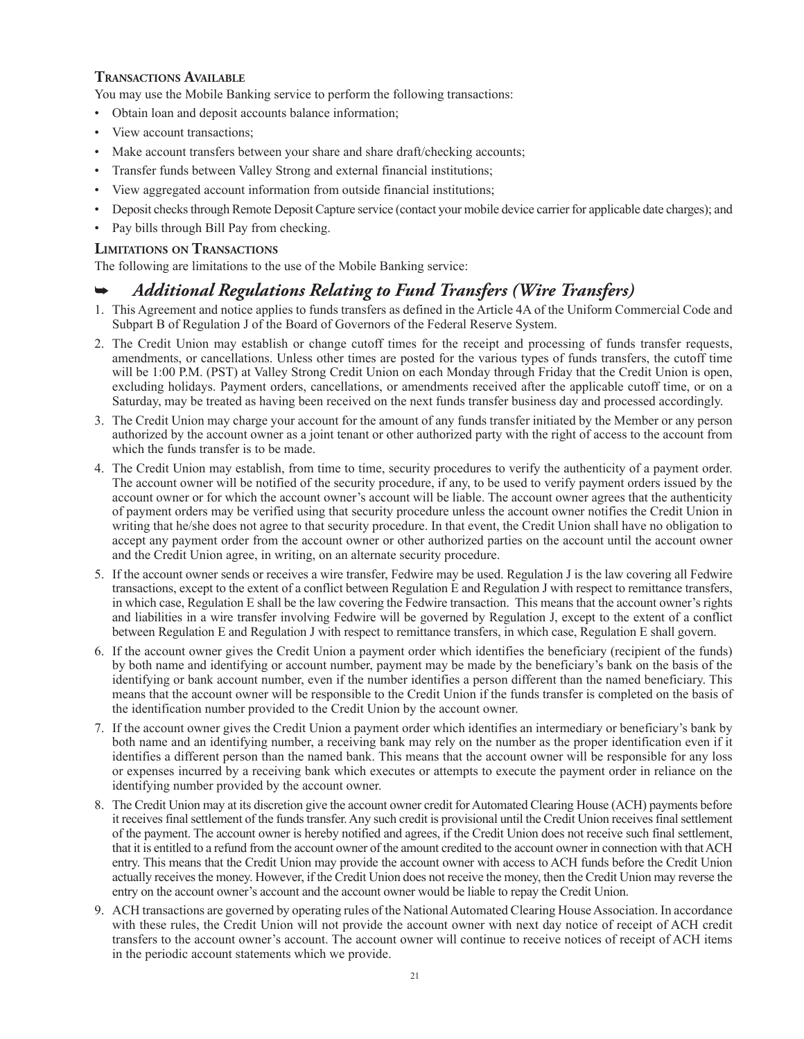### Transactions Available

You may use the Mobile Banking service to perform the following transactions:

- Obtain loan and deposit accounts balance information;
- View account transactions;
- Make account transfers between your share and share draft/checking accounts;
- Transfer funds between Valley Strong and external financial institutions;
- View aggregated account information from outside financial institutions;
- Deposit checks through Remote Deposit Capture service (contact your mobile device carrier for applicable date charges); and
- Pay bills through Bill Pay from checking.

### Limitations on Transactions

The following are limitations to the use of the Mobile Banking service:

## ➥ *Additional Regulations Relating to Fund Transfers (Wire Transfers)*

1. This Agreement and notice applies to funds transfers as defined in the Article 4A of the Uniform Commercial Code and Subpart B of Regulation J of the Board of Governors of the Federal Reserve System.
2. The Credit Union may establish or change cutoff times for the receipt and processing of funds transfer requests, amendments, or cancellations. Unless other times are posted for the various types of funds transfers, the cutoff time will be 1:00 P.M. (PST) at Valley Strong Credit Union on each Monday through Friday that the Credit Union is open, excluding holidays. Payment orders, cancellations, or amendments received after the applicable cutoff time, or on a Saturday, may be treated as having been received on the next funds transfer business day and processed accordingly.
3. The Credit Union may charge your account for the amount of any funds transfer initiated by the Member or any person authorized by the account owner as a joint tenant or other authorized party with the right of access to the account from which the funds transfer is to be made.
4. The Credit Union may establish, from time to time, security procedures to verify the authenticity of a payment order. The account owner will be notified of the security procedure, if any, to be used to verify payment orders issued by the account owner or for which the account owner's account will be liable. The account owner agrees that the authenticity of payment orders may be verified using that security procedure unless the account owner notifies the Credit Union in writing that he/she does not agree to that security procedure. In that event, the Credit Union shall have no obligation to accept any payment order from the account owner or other authorized parties on the account until the account owner and the Credit Union agree, in writing, on an alternate security procedure.
5. If the account owner sends or receives a wire transfer, Fedwire may be used. Regulation J is the law covering all Fedwire transactions, except to the extent of a conflict between Regulation E and Regulation J with respect to remittance transfers, in which case, Regulation E shall be the law covering the Fedwire transaction. This means that the account owner's rights and liabilities in a wire transfer involving Fedwire will be governed by Regulation J, except to the extent of a conflict between Regulation E and Regulation J with respect to remittance transfers, in which case, Regulation E shall govern.
6. If the account owner gives the Credit Union a payment order which identifies the beneficiary (recipient of the funds) by both name and identifying or account number, payment may be made by the beneficiary's bank on the basis of the identifying or bank account number, even if the number identifies a person different than the named beneficiary. This means that the account owner will be responsible to the Credit Union if the funds transfer is completed on the basis of the identification number provided to the Credit Union by the account owner.
7. If the account owner gives the Credit Union a payment order which identifies an intermediary or beneficiary's bank by both name and an identifying number, a receiving bank may rely on the number as the proper identification even if it identifies a different person than the named bank. This means that the account owner will be responsible for any loss or expenses incurred by a receiving bank which executes or attempts to execute the payment order in reliance on the identifying number provided by the account owner.
8. The Credit Union may at its discretion give the account owner credit for Automated Clearing House (ACH) payments before it receives final settlement of the funds transfer. Any such credit is provisional until the Credit Union receives final settlement of the payment. The account owner is hereby notified and agrees, if the Credit Union does not receive such final settlement, that it is entitled to a refund from the account owner of the amount credited to the account owner in connection with that ACH entry. This means that the Credit Union may provide the account owner with access to ACH funds before the Credit Union actually receives the money. However, if the Credit Union does not receive the money, then the Credit Union may reverse the entry on the account owner's account and the account owner would be liable to repay the Credit Union.
9. ACH transactions are governed by operating rules of the National Automated Clearing House Association. In accordance with these rules, the Credit Union will not provide the account owner with next day notice of receipt of ACH credit transfers to the account owner's account. The account owner will continue to receive notices of receipt of ACH items in the periodic account statements which we provide.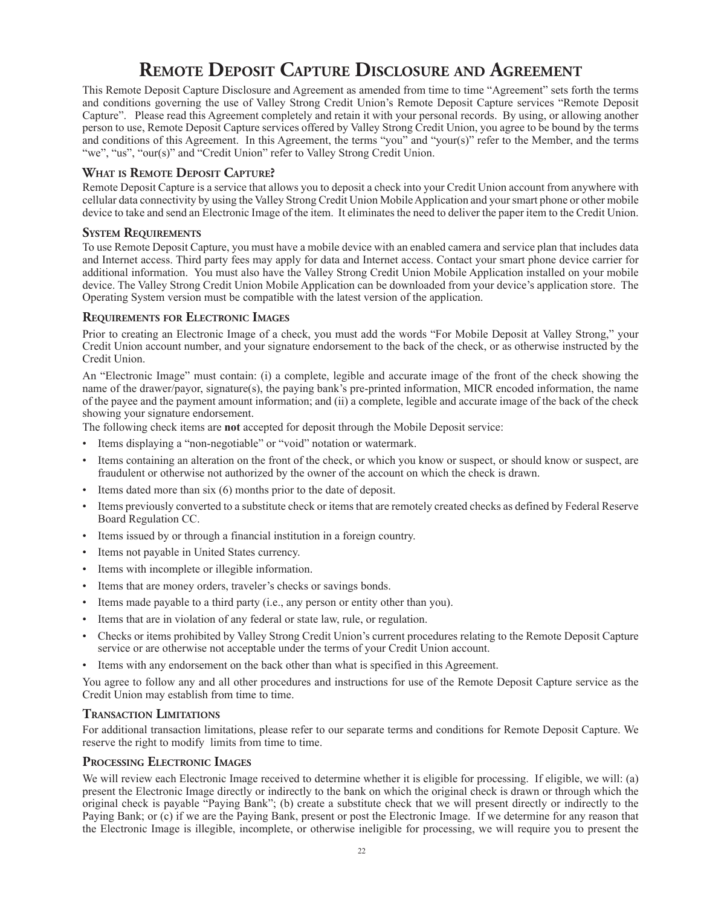# Remote Deposit Capture Disclosure and Agreement

This Remote Deposit Capture Disclosure and Agreement as amended from time to time "Agreement" sets forth the terms and conditions governing the use of Valley Strong Credit Union's Remote Deposit Capture services "Remote Deposit Capture". Please read this Agreement completely and retain it with your personal records. By using, or allowing another person to use, Remote Deposit Capture services offered by Valley Strong Credit Union, you agree to be bound by the terms and conditions of this Agreement. In this Agreement, the terms "you" and "your(s)" refer to the Member, and the terms "we", "us", "our(s)" and "Credit Union" refer to Valley Strong Credit Union.

## What is Remote Deposit Capture?

Remote Deposit Capture is a service that allows you to deposit a check into your Credit Union account from anywhere with cellular data connectivity by using the Valley Strong Credit Union Mobile Application and your smart phone or other mobile device to take and send an Electronic Image of the item. It eliminates the need to deliver the paper item to the Credit Union.

## System Requirements

To use Remote Deposit Capture, you must have a mobile device with an enabled camera and service plan that includes data and Internet access. Third party fees may apply for data and Internet access. Contact your smart phone device carrier for additional information. You must also have the Valley Strong Credit Union Mobile Application installed on your mobile device. The Valley Strong Credit Union Mobile Application can be downloaded from your device's application store. The Operating System version must be compatible with the latest version of the application.

## Requirements for Electronic Images

Prior to creating an Electronic Image of a check, you must add the words "For Mobile Deposit at Valley Strong," your Credit Union account number, and your signature endorsement to the back of the check, or as otherwise instructed by the Credit Union.

An "Electronic Image" must contain: (i) a complete, legible and accurate image of the front of the check showing the name of the drawer/payor, signature(s), the paying bank's pre-printed information, MICR encoded information, the name of the payee and the payment amount information; and (ii) a complete, legible and accurate image of the back of the check showing your signature endorsement.

The following check items are **not** accepted for deposit through the Mobile Deposit service:

- Items displaying a "non-negotiable" or "void" notation or watermark.
- Items containing an alteration on the front of the check, or which you know or suspect, or should know or suspect, are fraudulent or otherwise not authorized by the owner of the account on which the check is drawn.
- Items dated more than six (6) months prior to the date of deposit.
- Items previously converted to a substitute check or items that are remotely created checks as defined by Federal Reserve Board Regulation CC.
- Items issued by or through a financial institution in a foreign country.
- Items not payable in United States currency.
- Items with incomplete or illegible information.
- Items that are money orders, traveler's checks or savings bonds.
- Items made payable to a third party (i.e., any person or entity other than you).
- Items that are in violation of any federal or state law, rule, or regulation.
- Checks or items prohibited by Valley Strong Credit Union's current procedures relating to the Remote Deposit Capture service or are otherwise not acceptable under the terms of your Credit Union account.
- Items with any endorsement on the back other than what is specified in this Agreement.

You agree to follow any and all other procedures and instructions for use of the Remote Deposit Capture service as the Credit Union may establish from time to time.

## Transaction Limitations

For additional transaction limitations, please refer to our separate terms and conditions for Remote Deposit Capture. We reserve the right to modify limits from time to time.

## Processing Electronic Images

We will review each Electronic Image received to determine whether it is eligible for processing. If eligible, we will: (a) present the Electronic Image directly or indirectly to the bank on which the original check is drawn or through which the original check is payable "Paying Bank"; (b) create a substitute check that we will present directly or indirectly to the Paying Bank; or (c) if we are the Paying Bank, present or post the Electronic Image. If we determine for any reason that the Electronic Image is illegible, incomplete, or otherwise ineligible for processing, we will require you to present the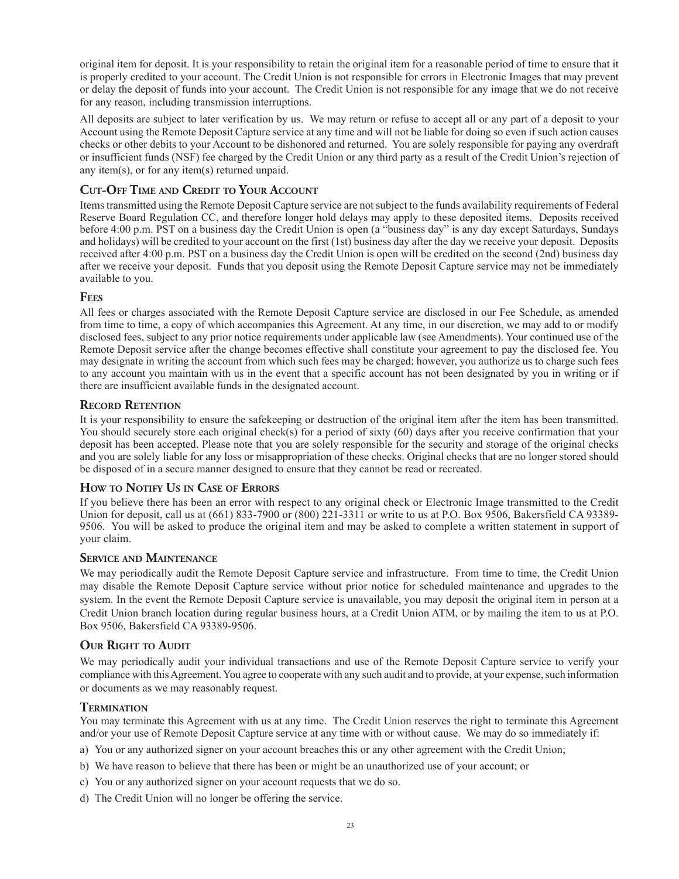original item for deposit. It is your responsibility to retain the original item for a reasonable period of time to ensure that it is properly credited to your account. The Credit Union is not responsible for errors in Electronic Images that may prevent or delay the deposit of funds into your account. The Credit Union is not responsible for any image that we do not receive for any reason, including transmission interruptions.

All deposits are subject to later verification by us. We may return or refuse to accept all or any part of a deposit to your Account using the Remote Deposit Capture service at any time and will not be liable for doing so even if such action causes checks or other debits to your Account to be dishonored and returned. You are solely responsible for paying any overdraft or insufficient funds (NSF) fee charged by the Credit Union or any third party as a result of the Credit Union's rejection of any item(s), or for any item(s) returned unpaid.

### Cut-Off Time and Credit to Your Account

Items transmitted using the Remote Deposit Capture service are not subject to the funds availability requirements of Federal Reserve Board Regulation CC, and therefore longer hold delays may apply to these deposited items. Deposits received before 4:00 p.m. PST on a business day the Credit Union is open (a "business day" is any day except Saturdays, Sundays and holidays) will be credited to your account on the first (1st) business day after the day we receive your deposit. Deposits received after 4:00 p.m. PST on a business day the Credit Union is open will be credited on the second (2nd) business day after we receive your deposit. Funds that you deposit using the Remote Deposit Capture service may not be immediately available to you.

### Fees

All fees or charges associated with the Remote Deposit Capture service are disclosed in our Fee Schedule, as amended from time to time, a copy of which accompanies this Agreement. At any time, in our discretion, we may add to or modify disclosed fees, subject to any prior notice requirements under applicable law (see Amendments). Your continued use of the Remote Deposit service after the change becomes effective shall constitute your agreement to pay the disclosed fee. You may designate in writing the account from which such fees may be charged; however, you authorize us to charge such fees to any account you maintain with us in the event that a specific account has not been designated by you in writing or if there are insufficient available funds in the designated account.

### Record Retention

It is your responsibility to ensure the safekeeping or destruction of the original item after the item has been transmitted. You should securely store each original check(s) for a period of sixty (60) days after you receive confirmation that your deposit has been accepted. Please note that you are solely responsible for the security and storage of the original checks and you are solely liable for any loss or misappropriation of these checks. Original checks that are no longer stored should be disposed of in a secure manner designed to ensure that they cannot be read or recreated.

### How to Notify Us in Case of Errors

If you believe there has been an error with respect to any original check or Electronic Image transmitted to the Credit Union for deposit, call us at (661) 833-7900 or (800) 221-3311 or write to us at P.O. Box 9506, Bakersfield CA 93389-9506. You will be asked to produce the original item and may be asked to complete a written statement in support of your claim.

### Service and Maintenance

We may periodically audit the Remote Deposit Capture service and infrastructure. From time to time, the Credit Union may disable the Remote Deposit Capture service without prior notice for scheduled maintenance and upgrades to the system. In the event the Remote Deposit Capture service is unavailable, you may deposit the original item in person at a Credit Union branch location during regular business hours, at a Credit Union ATM, or by mailing the item to us at P.O. Box 9506, Bakersfield CA 93389-9506.

### Our Right to Audit

We may periodically audit your individual transactions and use of the Remote Deposit Capture service to verify your compliance with this Agreement. You agree to cooperate with any such audit and to provide, at your expense, such information or documents as we may reasonably request.

### Termination

You may terminate this Agreement with us at any time. The Credit Union reserves the right to terminate this Agreement and/or your use of Remote Deposit Capture service at any time with or without cause. We may do so immediately if:

a) You or any authorized signer on your account breaches this or any other agreement with the Credit Union;

b) We have reason to believe that there has been or might be an unauthorized use of your account; or

c) You or any authorized signer on your account requests that we do so.

d) The Credit Union will no longer be offering the service.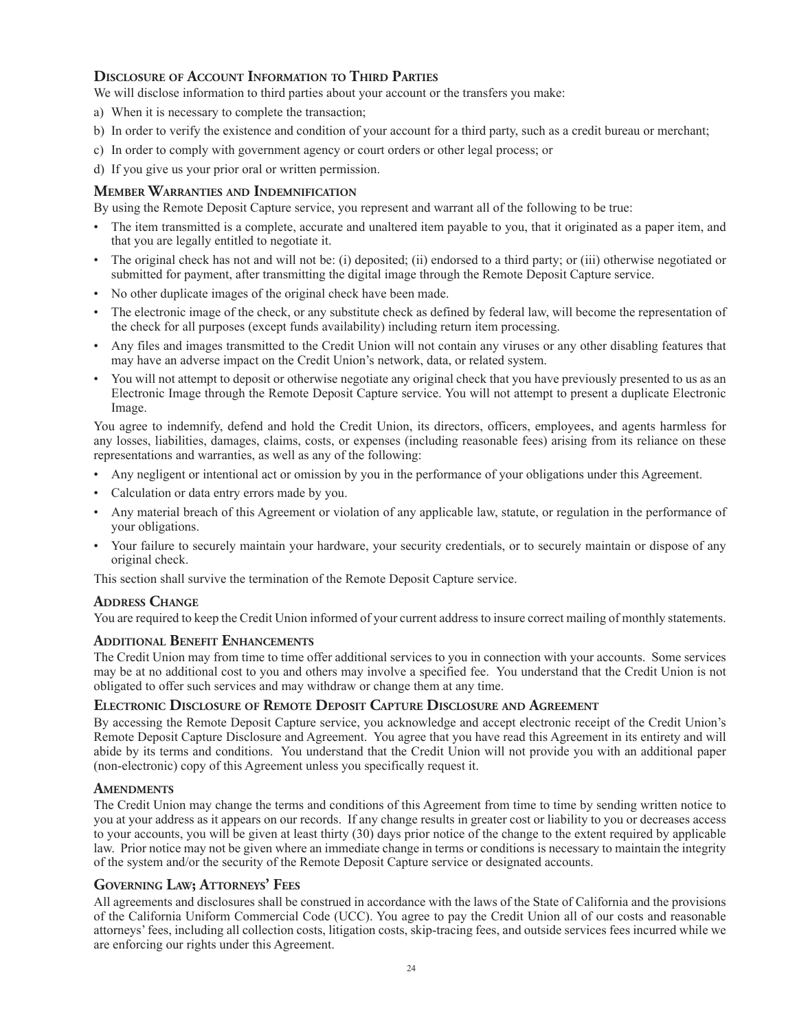## Disclosure of Account Information to Third Parties

We will disclose information to third parties about your account or the transfers you make:

a) When it is necessary to complete the transaction;

b) In order to verify the existence and condition of your account for a third party, such as a credit bureau or merchant;

c) In order to comply with government agency or court orders or other legal process; or

d) If you give us your prior oral or written permission.

## Member Warranties and Indemnification

By using the Remote Deposit Capture service, you represent and warrant all of the following to be true:

- The item transmitted is a complete, accurate and unaltered item payable to you, that it originated as a paper item, and that you are legally entitled to negotiate it.
- The original check has not and will not be: (i) deposited; (ii) endorsed to a third party; or (iii) otherwise negotiated or submitted for payment, after transmitting the digital image through the Remote Deposit Capture service.
- No other duplicate images of the original check have been made.
- The electronic image of the check, or any substitute check as defined by federal law, will become the representation of the check for all purposes (except funds availability) including return item processing.
- Any files and images transmitted to the Credit Union will not contain any viruses or any other disabling features that may have an adverse impact on the Credit Union's network, data, or related system.
- You will not attempt to deposit or otherwise negotiate any original check that you have previously presented to us as an Electronic Image through the Remote Deposit Capture service. You will not attempt to present a duplicate Electronic Image.

You agree to indemnify, defend and hold the Credit Union, its directors, officers, employees, and agents harmless for any losses, liabilities, damages, claims, costs, or expenses (including reasonable fees) arising from its reliance on these representations and warranties, as well as any of the following:

- Any negligent or intentional act or omission by you in the performance of your obligations under this Agreement.
- Calculation or data entry errors made by you.
- Any material breach of this Agreement or violation of any applicable law, statute, or regulation in the performance of your obligations.
- Your failure to securely maintain your hardware, your security credentials, or to securely maintain or dispose of any original check.

This section shall survive the termination of the Remote Deposit Capture service.

## Address Change

You are required to keep the Credit Union informed of your current address to insure correct mailing of monthly statements.

## Additional Benefit Enhancements

The Credit Union may from time to time offer additional services to you in connection with your accounts. Some services may be at no additional cost to you and others may involve a specified fee. You understand that the Credit Union is not obligated to offer such services and may withdraw or change them at any time.

## Electronic Disclosure of Remote Deposit Capture Disclosure and Agreement

By accessing the Remote Deposit Capture service, you acknowledge and accept electronic receipt of the Credit Union's Remote Deposit Capture Disclosure and Agreement. You agree that you have read this Agreement in its entirety and will abide by its terms and conditions. You understand that the Credit Union will not provide you with an additional paper (non-electronic) copy of this Agreement unless you specifically request it.

## Amendments

The Credit Union may change the terms and conditions of this Agreement from time to time by sending written notice to you at your address as it appears on our records. If any change results in greater cost or liability to you or decreases access to your accounts, you will be given at least thirty (30) days prior notice of the change to the extent required by applicable law. Prior notice may not be given where an immediate change in terms or conditions is necessary to maintain the integrity of the system and/or the security of the Remote Deposit Capture service or designated accounts.

## Governing Law; Attorneys' Fees

All agreements and disclosures shall be construed in accordance with the laws of the State of California and the provisions of the California Uniform Commercial Code (UCC). You agree to pay the Credit Union all of our costs and reasonable attorneys' fees, including all collection costs, litigation costs, skip-tracing fees, and outside services fees incurred while we are enforcing our rights under this Agreement.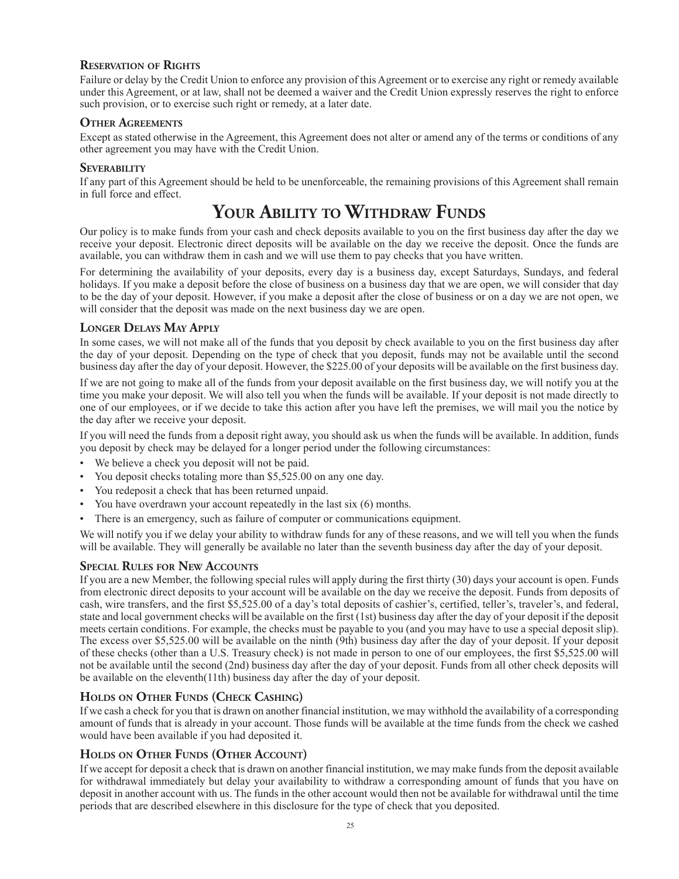### Reservation of Rights

Failure or delay by the Credit Union to enforce any provision of this Agreement or to exercise any right or remedy available under this Agreement, or at law, shall not be deemed a waiver and the Credit Union expressly reserves the right to enforce such provision, or to exercise such right or remedy, at a later date.

### Other Agreements

Except as stated otherwise in the Agreement, this Agreement does not alter or amend any of the terms or conditions of any other agreement you may have with the Credit Union.

### Severability

If any part of this Agreement should be held to be unenforceable, the remaining provisions of this Agreement shall remain in full force and effect.

## Your Ability to Withdraw Funds

Our policy is to make funds from your cash and check deposits available to you on the first business day after the day we receive your deposit. Electronic direct deposits will be available on the day we receive the deposit. Once the funds are available, you can withdraw them in cash and we will use them to pay checks that you have written.

For determining the availability of your deposits, every day is a business day, except Saturdays, Sundays, and federal holidays. If you make a deposit before the close of business on a business day that we are open, we will consider that day to be the day of your deposit. However, if you make a deposit after the close of business or on a day we are not open, we will consider that the deposit was made on the next business day we are open.

### Longer Delays May Apply

In some cases, we will not make all of the funds that you deposit by check available to you on the first business day after the day of your deposit. Depending on the type of check that you deposit, funds may not be available until the second business day after the day of your deposit. However, the $225.00 of your deposits will be available on the first business day.

If we are not going to make all of the funds from your deposit available on the first business day, we will notify you at the time you make your deposit. We will also tell you when the funds will be available. If your deposit is not made directly to one of our employees, or if we decide to take this action after you have left the premises, we will mail you the notice by the day after we receive your deposit.

If you will need the funds from a deposit right away, you should ask us when the funds will be available. In addition, funds you deposit by check may be delayed for a longer period under the following circumstances:

- We believe a check you deposit will not be paid.
- You deposit checks totaling more than $5,525.00 on any one day.
- You redeposit a check that has been returned unpaid.
- You have overdrawn your account repeatedly in the last six (6) months.
- There is an emergency, such as failure of computer or communications equipment.

We will notify you if we delay your ability to withdraw funds for any of these reasons, and we will tell you when the funds will be available. They will generally be available no later than the seventh business day after the day of your deposit.

### Special Rules for New Accounts

If you are a new Member, the following special rules will apply during the first thirty (30) days your account is open. Funds from electronic direct deposits to your account will be available on the day we receive the deposit. Funds from deposits of cash, wire transfers, and the first $5,525.00 of a day's total deposits of cashier's, certified, teller's, traveler's, and federal, state and local government checks will be available on the first (1st) business day after the day of your deposit if the deposit meets certain conditions. For example, the checks must be payable to you (and you may have to use a special deposit slip). The excess over $5,525.00 will be available on the ninth (9th) business day after the day of your deposit. If your deposit of these checks (other than a U.S. Treasury check) is not made in person to one of our employees, the first $5,525.00 will not be available until the second (2nd) business day after the day of your deposit. Funds from all other check deposits will be available on the eleventh(11th) business day after the day of your deposit.

### Holds on Other Funds (Check Cashing)

If we cash a check for you that is drawn on another financial institution, we may withhold the availability of a corresponding amount of funds that is already in your account. Those funds will be available at the time funds from the check we cashed would have been available if you had deposited it.

### Holds on Other Funds (Other Account)

If we accept for deposit a check that is drawn on another financial institution, we may make funds from the deposit available for withdrawal immediately but delay your availability to withdraw a corresponding amount of funds that you have on deposit in another account with us. The funds in the other account would then not be available for withdrawal until the time periods that are described elsewhere in this disclosure for the type of check that you deposited.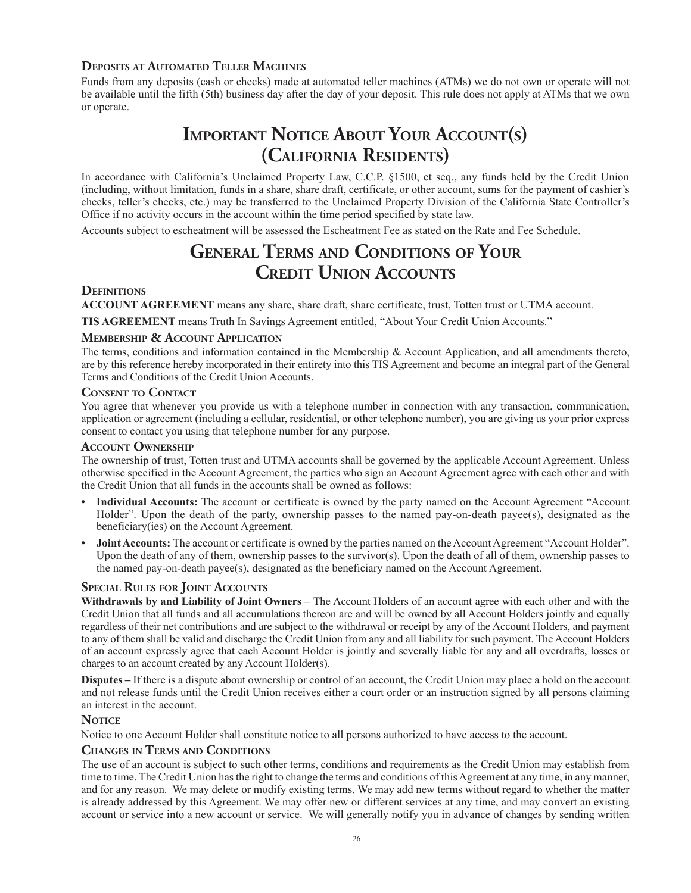### Deposits at Automated Teller Machines

Funds from any deposits (cash or checks) made at automated teller machines (ATMs) we do not own or operate will not be available until the fifth (5th) business day after the day of your deposit. This rule does not apply at ATMs that we own or operate.

# Important Notice About Your Account(s) (California Residents)

In accordance with California's Unclaimed Property Law, C.C.P. §1500, et seq., any funds held by the Credit Union (including, without limitation, funds in a share, share draft, certificate, or other account, sums for the payment of cashier's checks, teller's checks, etc.) may be transferred to the Unclaimed Property Division of the California State Controller's Office if no activity occurs in the account within the time period specified by state law.

Accounts subject to escheatment will be assessed the Escheatment Fee as stated on the Rate and Fee Schedule.

# General Terms and Conditions of Your Credit Union Accounts

### Definitions

**ACCOUNT AGREEMENT** means any share, share draft, share certificate, trust, Totten trust or UTMA account.

**TIS AGREEMENT** means Truth In Savings Agreement entitled, "About Your Credit Union Accounts."

### Membership & Account Application

The terms, conditions and information contained in the Membership & Account Application, and all amendments thereto, are by this reference hereby incorporated in their entirety into this TIS Agreement and become an integral part of the General Terms and Conditions of the Credit Union Accounts.

### Consent to Contact

You agree that whenever you provide us with a telephone number in connection with any transaction, communication, application or agreement (including a cellular, residential, or other telephone number), you are giving us your prior express consent to contact you using that telephone number for any purpose.

### Account Ownership

The ownership of trust, Totten trust and UTMA accounts shall be governed by the applicable Account Agreement. Unless otherwise specified in the Account Agreement, the parties who sign an Account Agreement agree with each other and with the Credit Union that all funds in the accounts shall be owned as follows:

- **Individual Accounts:** The account or certificate is owned by the party named on the Account Agreement "Account Holder". Upon the death of the party, ownership passes to the named pay-on-death payee(s), designated as the beneficiary(ies) on the Account Agreement.
- **Joint Accounts:** The account or certificate is owned by the parties named on the Account Agreement "Account Holder". Upon the death of any of them, ownership passes to the survivor(s). Upon the death of all of them, ownership passes to the named pay-on-death payee(s), designated as the beneficiary named on the Account Agreement.

### Special Rules for Joint Accounts

**Withdrawals by and Liability of Joint Owners –** The Account Holders of an account agree with each other and with the Credit Union that all funds and all accumulations thereon are and will be owned by all Account Holders jointly and equally regardless of their net contributions and are subject to the withdrawal or receipt by any of the Account Holders, and payment to any of them shall be valid and discharge the Credit Union from any and all liability for such payment. The Account Holders of an account expressly agree that each Account Holder is jointly and severally liable for any and all overdrafts, losses or charges to an account created by any Account Holder(s).

**Disputes –** If there is a dispute about ownership or control of an account, the Credit Union may place a hold on the account and not release funds until the Credit Union receives either a court order or an instruction signed by all persons claiming an interest in the account.

### Notice

Notice to one Account Holder shall constitute notice to all persons authorized to have access to the account.

### Changes in Terms and Conditions

The use of an account is subject to such other terms, conditions and requirements as the Credit Union may establish from time to time. The Credit Union has the right to change the terms and conditions of this Agreement at any time, in any manner, and for any reason. We may delete or modify existing terms. We may add new terms without regard to whether the matter is already addressed by this Agreement. We may offer new or different services at any time, and may convert an existing account or service into a new account or service. We will generally notify you in advance of changes by sending written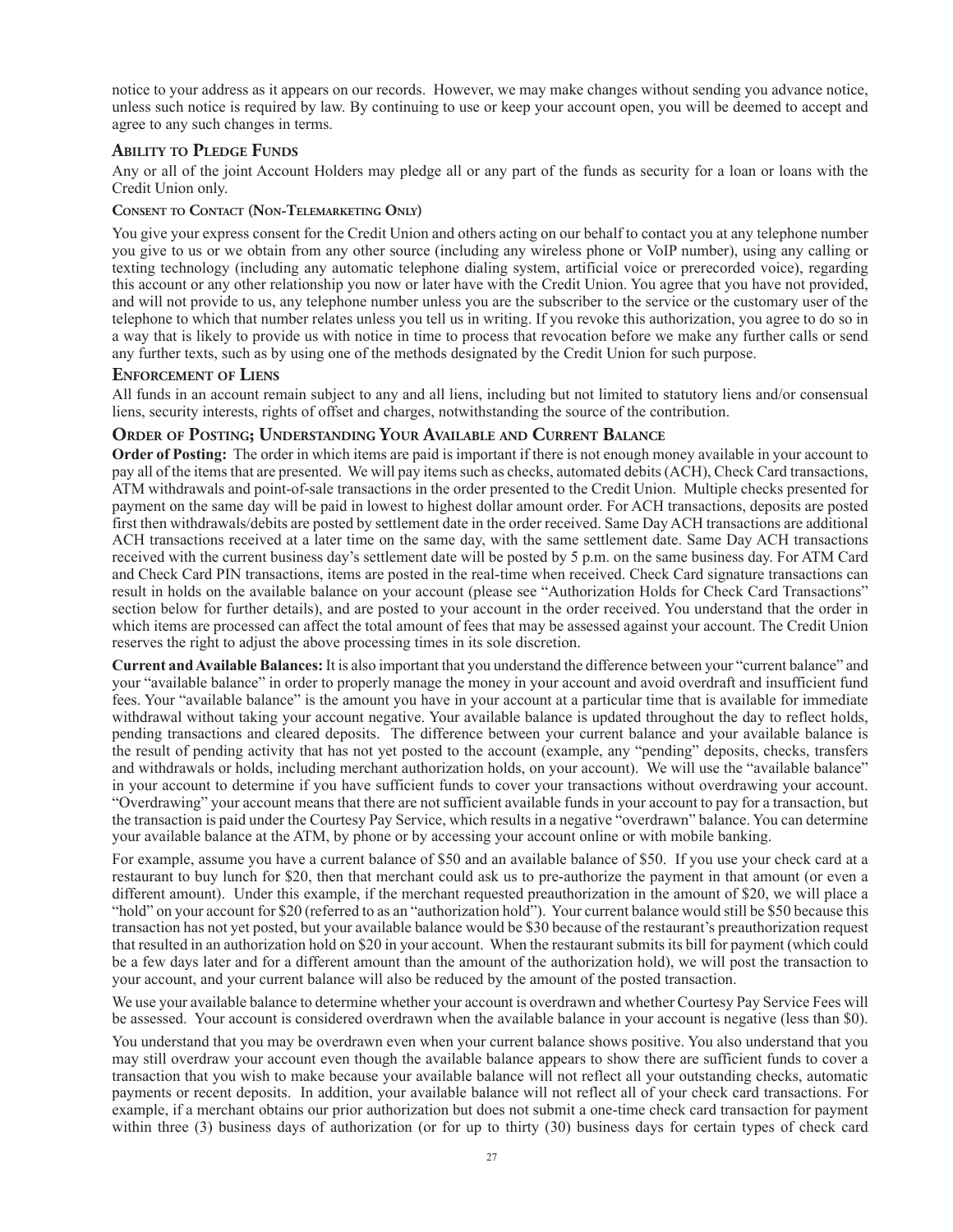notice to your address as it appears on our records. However, we may make changes without sending you advance notice, unless such notice is required by law. By continuing to use or keep your account open, you will be deemed to accept and agree to any such changes in terms.

## Ability to Pledge Funds

Any or all of the joint Account Holders may pledge all or any part of the funds as security for a loan or loans with the Credit Union only.

### Consent to Contact (Non-Telemarketing Only)

You give your express consent for the Credit Union and others acting on our behalf to contact you at any telephone number you give to us or we obtain from any other source (including any wireless phone or VoIP number), using any calling or texting technology (including any automatic telephone dialing system, artificial voice or prerecorded voice), regarding this account or any other relationship you now or later have with the Credit Union. You agree that you have not provided, and will not provide to us, any telephone number unless you are the subscriber to the service or the customary user of the telephone to which that number relates unless you tell us in writing. If you revoke this authorization, you agree to do so in a way that is likely to provide us with notice in time to process that revocation before we make any further calls or send any further texts, such as by using one of the methods designated by the Credit Union for such purpose.

## Enforcement of Liens

All funds in an account remain subject to any and all liens, including but not limited to statutory liens and/or consensual liens, security interests, rights of offset and charges, notwithstanding the source of the contribution.

## Order of Posting; Understanding Your Available and Current Balance

**Order of Posting:** The order in which items are paid is important if there is not enough money available in your account to pay all of the items that are presented. We will pay items such as checks, automated debits (ACH), Check Card transactions, ATM withdrawals and point-of-sale transactions in the order presented to the Credit Union. Multiple checks presented for payment on the same day will be paid in lowest to highest dollar amount order. For ACH transactions, deposits are posted first then withdrawals/debits are posted by settlement date in the order received. Same Day ACH transactions are additional ACH transactions received at a later time on the same day, with the same settlement date. Same Day ACH transactions received with the current business day's settlement date will be posted by 5 p.m. on the same business day. For ATM Card and Check Card PIN transactions, items are posted in the real-time when received. Check Card signature transactions can result in holds on the available balance on your account (please see "Authorization Holds for Check Card Transactions" section below for further details), and are posted to your account in the order received. You understand that the order in which items are processed can affect the total amount of fees that may be assessed against your account. The Credit Union reserves the right to adjust the above processing times in its sole discretion.

**Current and Available Balances:** It is also important that you understand the difference between your "current balance" and your "available balance" in order to properly manage the money in your account and avoid overdraft and insufficient fund fees. Your "available balance" is the amount you have in your account at a particular time that is available for immediate withdrawal without taking your account negative. Your available balance is updated throughout the day to reflect holds, pending transactions and cleared deposits. The difference between your current balance and your available balance is the result of pending activity that has not yet posted to the account (example, any "pending" deposits, checks, transfers and withdrawals or holds, including merchant authorization holds, on your account). We will use the "available balance" in your account to determine if you have sufficient funds to cover your transactions without overdrawing your account. "Overdrawing" your account means that there are not sufficient available funds in your account to pay for a transaction, but the transaction is paid under the Courtesy Pay Service, which results in a negative "overdrawn" balance. You can determine your available balance at the ATM, by phone or by accessing your account online or with mobile banking.

For example, assume you have a current balance of $50 and an available balance of $50. If you use your check card at a restaurant to buy lunch for $20, then that merchant could ask us to pre-authorize the payment in that amount (or even a different amount). Under this example, if the merchant requested preauthorization in the amount of $20, we will place a "hold" on your account for $20 (referred to as an "authorization hold"). Your current balance would still be $50 because this transaction has not yet posted, but your available balance would be $30 because of the restaurant's preauthorization request that resulted in an authorization hold on $20 in your account. When the restaurant submits its bill for payment (which could be a few days later and for a different amount than the amount of the authorization hold), we will post the transaction to your account, and your current balance will also be reduced by the amount of the posted transaction.

We use your available balance to determine whether your account is overdrawn and whether Courtesy Pay Service Fees will be assessed. Your account is considered overdrawn when the available balance in your account is negative (less than $0).

You understand that you may be overdrawn even when your current balance shows positive. You also understand that you may still overdraw your account even though the available balance appears to show there are sufficient funds to cover a transaction that you wish to make because your available balance will not reflect all your outstanding checks, automatic payments or recent deposits. In addition, your available balance will not reflect all of your check card transactions. For example, if a merchant obtains our prior authorization but does not submit a one-time check card transaction for payment within three (3) business days of authorization (or for up to thirty (30) business days for certain types of check card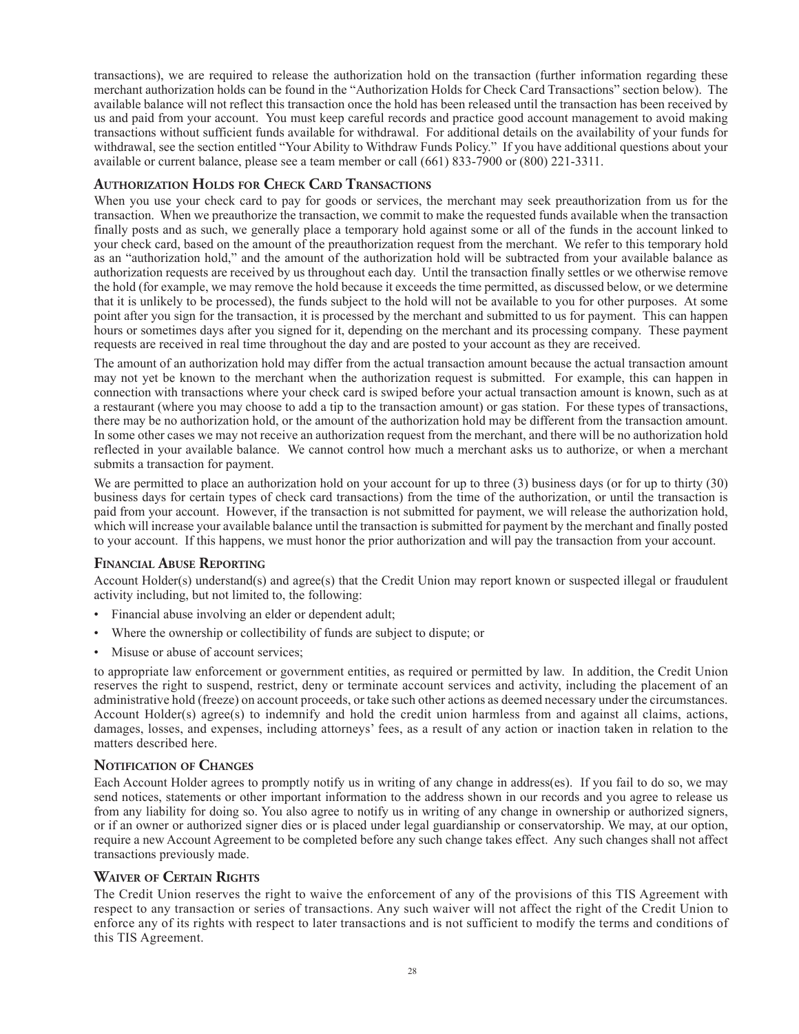transactions), we are required to release the authorization hold on the transaction (further information regarding these merchant authorization holds can be found in the "Authorization Holds for Check Card Transactions" section below). The available balance will not reflect this transaction once the hold has been released until the transaction has been received by us and paid from your account. You must keep careful records and practice good account management to avoid making transactions without sufficient funds available for withdrawal. For additional details on the availability of your funds for withdrawal, see the section entitled "Your Ability to Withdraw Funds Policy." If you have additional questions about your available or current balance, please see a team member or call (661) 833-7900 or (800) 221-3311.

## Authorization Holds for Check Card Transactions

When you use your check card to pay for goods or services, the merchant may seek preauthorization from us for the transaction. When we preauthorize the transaction, we commit to make the requested funds available when the transaction finally posts and as such, we generally place a temporary hold against some or all of the funds in the account linked to your check card, based on the amount of the preauthorization request from the merchant. We refer to this temporary hold as an "authorization hold," and the amount of the authorization hold will be subtracted from your available balance as authorization requests are received by us throughout each day. Until the transaction finally settles or we otherwise remove the hold (for example, we may remove the hold because it exceeds the time permitted, as discussed below, or we determine that it is unlikely to be processed), the funds subject to the hold will not be available to you for other purposes. At some point after you sign for the transaction, it is processed by the merchant and submitted to us for payment. This can happen hours or sometimes days after you signed for it, depending on the merchant and its processing company. These payment requests are received in real time throughout the day and are posted to your account as they are received.

The amount of an authorization hold may differ from the actual transaction amount because the actual transaction amount may not yet be known to the merchant when the authorization request is submitted. For example, this can happen in connection with transactions where your check card is swiped before your actual transaction amount is known, such as at a restaurant (where you may choose to add a tip to the transaction amount) or gas station. For these types of transactions, there may be no authorization hold, or the amount of the authorization hold may be different from the transaction amount. In some other cases we may not receive an authorization request from the merchant, and there will be no authorization hold reflected in your available balance. We cannot control how much a merchant asks us to authorize, or when a merchant submits a transaction for payment.

We are permitted to place an authorization hold on your account for up to three (3) business days (or for up to thirty (30) business days for certain types of check card transactions) from the time of the authorization, or until the transaction is paid from your account. However, if the transaction is not submitted for payment, we will release the authorization hold, which will increase your available balance until the transaction is submitted for payment by the merchant and finally posted to your account. If this happens, we must honor the prior authorization and will pay the transaction from your account.

## Financial Abuse Reporting

Account Holder(s) understand(s) and agree(s) that the Credit Union may report known or suspected illegal or fraudulent activity including, but not limited to, the following:

- Financial abuse involving an elder or dependent adult;
- Where the ownership or collectibility of funds are subject to dispute; or
- Misuse or abuse of account services;

to appropriate law enforcement or government entities, as required or permitted by law. In addition, the Credit Union reserves the right to suspend, restrict, deny or terminate account services and activity, including the placement of an administrative hold (freeze) on account proceeds, or take such other actions as deemed necessary under the circumstances. Account Holder(s) agree(s) to indemnify and hold the credit union harmless from and against all claims, actions, damages, losses, and expenses, including attorneys' fees, as a result of any action or inaction taken in relation to the matters described here.

## Notification of Changes

Each Account Holder agrees to promptly notify us in writing of any change in address(es). If you fail to do so, we may send notices, statements or other important information to the address shown in our records and you agree to release us from any liability for doing so. You also agree to notify us in writing of any change in ownership or authorized signers, or if an owner or authorized signer dies or is placed under legal guardianship or conservatorship. We may, at our option, require a new Account Agreement to be completed before any such change takes effect. Any such changes shall not affect transactions previously made.

## Waiver of Certain Rights

The Credit Union reserves the right to waive the enforcement of any of the provisions of this TIS Agreement with respect to any transaction or series of transactions. Any such waiver will not affect the right of the Credit Union to enforce any of its rights with respect to later transactions and is not sufficient to modify the terms and conditions of this TIS Agreement.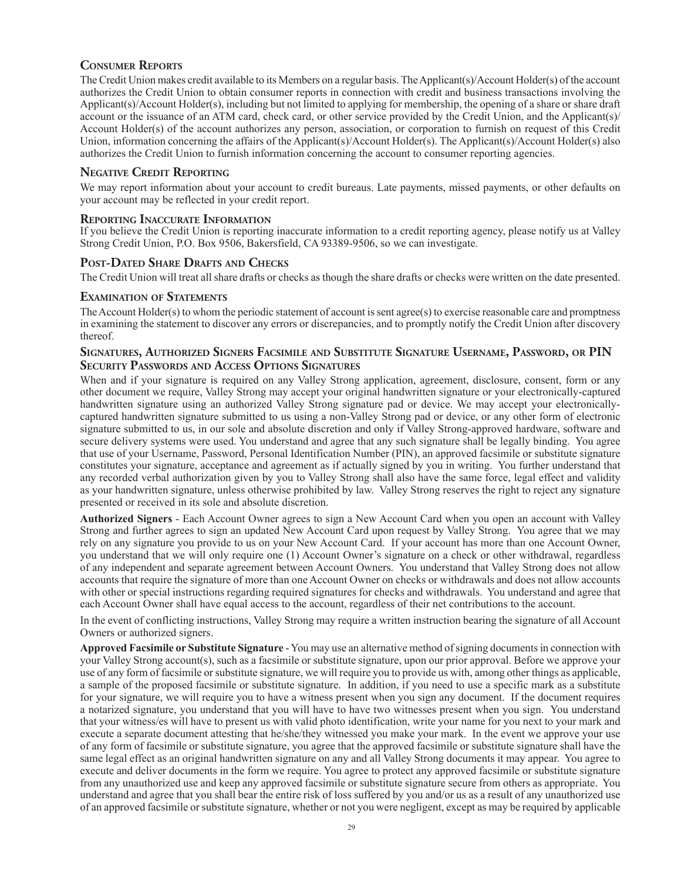## Consumer Reports

The Credit Union makes credit available to its Members on a regular basis. The Applicant(s)/Account Holder(s) of the account authorizes the Credit Union to obtain consumer reports in connection with credit and business transactions involving the Applicant(s)/Account Holder(s), including but not limited to applying for membership, the opening of a share or share draft account or the issuance of an ATM card, check card, or other service provided by the Credit Union, and the Applicant(s)/ Account Holder(s) of the account authorizes any person, association, or corporation to furnish on request of this Credit Union, information concerning the affairs of the Applicant(s)/Account Holder(s). The Applicant(s)/Account Holder(s) also authorizes the Credit Union to furnish information concerning the account to consumer reporting agencies.

## Negative Credit Reporting

We may report information about your account to credit bureaus. Late payments, missed payments, or other defaults on your account may be reflected in your credit report.

## Reporting Inaccurate Information

If you believe the Credit Union is reporting inaccurate information to a credit reporting agency, please notify us at Valley Strong Credit Union, P.O. Box 9506, Bakersfield, CA 93389-9506, so we can investigate.

## Post-Dated Share Drafts and Checks

The Credit Union will treat all share drafts or checks as though the share drafts or checks were written on the date presented.

## Examination of Statements

The Account Holder(s) to whom the periodic statement of account is sent agree(s) to exercise reasonable care and promptness in examining the statement to discover any errors or discrepancies, and to promptly notify the Credit Union after discovery thereof.

## Signatures, Authorized Signers Facsimile and Substitute Signature Username, Password, or PIN Security Passwords and Access Options Signatures

When and if your signature is required on any Valley Strong application, agreement, disclosure, consent, form or any other document we require, Valley Strong may accept your original handwritten signature or your electronically-captured handwritten signature using an authorized Valley Strong signature pad or device. We may accept your electronically-captured handwritten signature submitted to us using a non-Valley Strong pad or device, or any other form of electronic signature submitted to us, in our sole and absolute discretion and only if Valley Strong-approved hardware, software and secure delivery systems were used. You understand and agree that any such signature shall be legally binding. You agree that use of your Username, Password, Personal Identification Number (PIN), an approved facsimile or substitute signature constitutes your signature, acceptance and agreement as if actually signed by you in writing. You further understand that any recorded verbal authorization given by you to Valley Strong shall also have the same force, legal effect and validity as your handwritten signature, unless otherwise prohibited by law. Valley Strong reserves the right to reject any signature presented or received in its sole and absolute discretion.

**Authorized Signers** - Each Account Owner agrees to sign a New Account Card when you open an account with Valley Strong and further agrees to sign an updated New Account Card upon request by Valley Strong. You agree that we may rely on any signature you provide to us on your New Account Card. If your account has more than one Account Owner, you understand that we will only require one (1) Account Owner's signature on a check or other withdrawal, regardless of any independent and separate agreement between Account Owners. You understand that Valley Strong does not allow accounts that require the signature of more than one Account Owner on checks or withdrawals and does not allow accounts with other or special instructions regarding required signatures for checks and withdrawals. You understand and agree that each Account Owner shall have equal access to the account, regardless of their net contributions to the account.

In the event of conflicting instructions, Valley Strong may require a written instruction bearing the signature of all Account Owners or authorized signers.

**Approved Facsimile or Substitute Signature** - You may use an alternative method of signing documents in connection with your Valley Strong account(s), such as a facsimile or substitute signature, upon our prior approval. Before we approve your use of any form of facsimile or substitute signature, we will require you to provide us with, among other things as applicable, a sample of the proposed facsimile or substitute signature. In addition, if you need to use a specific mark as a substitute for your signature, we will require you to have a witness present when you sign any document. If the document requires a notarized signature, you understand that you will have to have two witnesses present when you sign. You understand that your witness/es will have to present us with valid photo identification, write your name for you next to your mark and execute a separate document attesting that he/she/they witnessed you make your mark. In the event we approve your use of any form of facsimile or substitute signature, you agree that the approved facsimile or substitute signature shall have the same legal effect as an original handwritten signature on any and all Valley Strong documents it may appear. You agree to execute and deliver documents in the form we require. You agree to protect any approved facsimile or substitute signature from any unauthorized use and keep any approved facsimile or substitute signature secure from others as appropriate. You understand and agree that you shall bear the entire risk of loss suffered by you and/or us as a result of any unauthorized use of an approved facsimile or substitute signature, whether or not you were negligent, except as may be required by applicable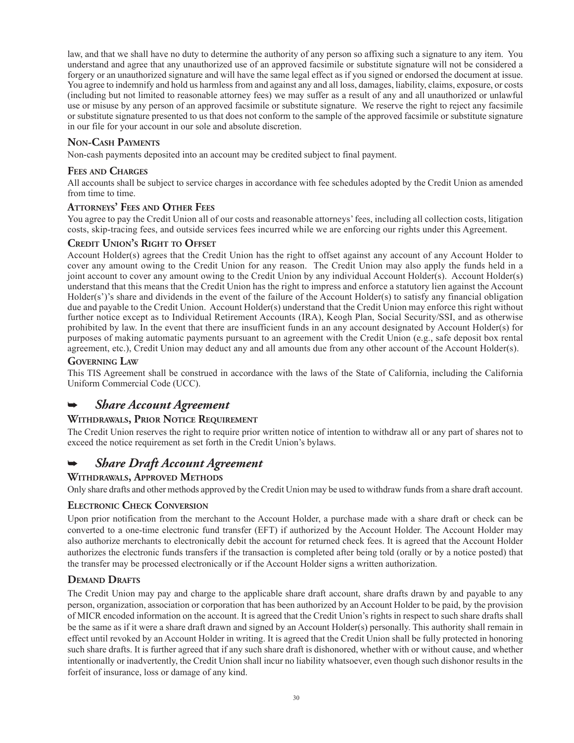law, and that we shall have no duty to determine the authority of any person so affixing such a signature to any item. You understand and agree that any unauthorized use of an approved facsimile or substitute signature will not be considered a forgery or an unauthorized signature and will have the same legal effect as if you signed or endorsed the document at issue. You agree to indemnify and hold us harmless from and against any and all loss, damages, liability, claims, exposure, or costs (including but not limited to reasonable attorney fees) we may suffer as a result of any and all unauthorized or unlawful use or misuse by any person of an approved facsimile or substitute signature. We reserve the right to reject any facsimile or substitute signature presented to us that does not conform to the sample of the approved facsimile or substitute signature in our file for your account in our sole and absolute discretion.

### Non-Cash Payments

Non-cash payments deposited into an account may be credited subject to final payment.

### Fees and Charges

All accounts shall be subject to service charges in accordance with fee schedules adopted by the Credit Union as amended from time to time.

### Attorneys' Fees and Other Fees

You agree to pay the Credit Union all of our costs and reasonable attorneys' fees, including all collection costs, litigation costs, skip-tracing fees, and outside services fees incurred while we are enforcing our rights under this Agreement.

### Credit Union's Right to Offset

Account Holder(s) agrees that the Credit Union has the right to offset against any account of any Account Holder to cover any amount owing to the Credit Union for any reason. The Credit Union may also apply the funds held in a joint account to cover any amount owing to the Credit Union by any individual Account Holder(s). Account Holder(s) understand that this means that the Credit Union has the right to impress and enforce a statutory lien against the Account Holder(s')'s share and dividends in the event of the failure of the Account Holder(s) to satisfy any financial obligation due and payable to the Credit Union. Account Holder(s) understand that the Credit Union may enforce this right without further notice except as to Individual Retirement Accounts (IRA), Keogh Plan, Social Security/SSI, and as otherwise prohibited by law. In the event that there are insufficient funds in an any account designated by Account Holder(s) for purposes of making automatic payments pursuant to an agreement with the Credit Union (e.g., safe deposit box rental agreement, etc.), Credit Union may deduct any and all amounts due from any other account of the Account Holder(s).

### Governing Law

This TIS Agreement shall be construed in accordance with the laws of the State of California, including the California Uniform Commercial Code (UCC).

## ➥ *Share Account Agreement*

### Withdrawals, Prior Notice Requirement

The Credit Union reserves the right to require prior written notice of intention to withdraw all or any part of shares not to exceed the notice requirement as set forth in the Credit Union's bylaws.

## ➥ *Share Draft Account Agreement*

### Withdrawals, Approved Methods

Only share drafts and other methods approved by the Credit Union may be used to withdraw funds from a share draft account.

### Electronic Check Conversion

Upon prior notification from the merchant to the Account Holder, a purchase made with a share draft or check can be converted to a one-time electronic fund transfer (EFT) if authorized by the Account Holder. The Account Holder may also authorize merchants to electronically debit the account for returned check fees. It is agreed that the Account Holder authorizes the electronic funds transfers if the transaction is completed after being told (orally or by a notice posted) that the transfer may be processed electronically or if the Account Holder signs a written authorization.

### Demand Drafts

The Credit Union may pay and charge to the applicable share draft account, share drafts drawn by and payable to any person, organization, association or corporation that has been authorized by an Account Holder to be paid, by the provision of MICR encoded information on the account. It is agreed that the Credit Union's rights in respect to such share drafts shall be the same as if it were a share draft drawn and signed by an Account Holder(s) personally. This authority shall remain in effect until revoked by an Account Holder in writing. It is agreed that the Credit Union shall be fully protected in honoring such share drafts. It is further agreed that if any such share draft is dishonored, whether with or without cause, and whether intentionally or inadvertently, the Credit Union shall incur no liability whatsoever, even though such dishonor results in the forfeit of insurance, loss or damage of any kind.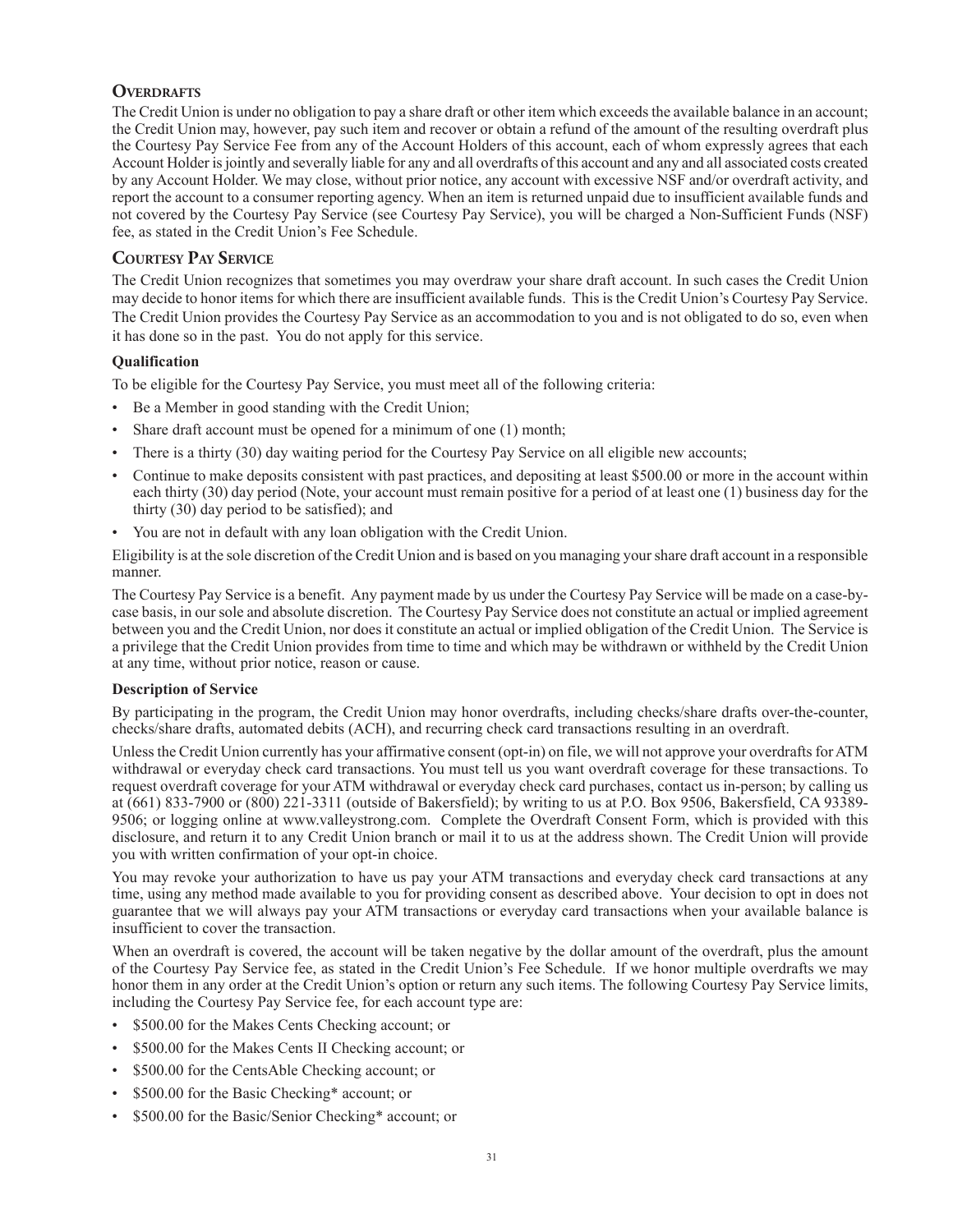## Overdrafts

The Credit Union is under no obligation to pay a share draft or other item which exceeds the available balance in an account; the Credit Union may, however, pay such item and recover or obtain a refund of the amount of the resulting overdraft plus the Courtesy Pay Service Fee from any of the Account Holders of this account, each of whom expressly agrees that each Account Holder is jointly and severally liable for any and all overdrafts of this account and any and all associated costs created by any Account Holder. We may close, without prior notice, any account with excessive NSF and/or overdraft activity, and report the account to a consumer reporting agency. When an item is returned unpaid due to insufficient available funds and not covered by the Courtesy Pay Service (see Courtesy Pay Service), you will be charged a Non-Sufficient Funds (NSF) fee, as stated in the Credit Union's Fee Schedule.

## Courtesy Pay Service

The Credit Union recognizes that sometimes you may overdraw your share draft account. In such cases the Credit Union may decide to honor items for which there are insufficient available funds. This is the Credit Union's Courtesy Pay Service. The Credit Union provides the Courtesy Pay Service as an accommodation to you and is not obligated to do so, even when it has done so in the past. You do not apply for this service.

**Qualification**

To be eligible for the Courtesy Pay Service, you must meet all of the following criteria:

- Be a Member in good standing with the Credit Union;
- Share draft account must be opened for a minimum of one (1) month;
- There is a thirty (30) day waiting period for the Courtesy Pay Service on all eligible new accounts;
- Continue to make deposits consistent with past practices, and depositing at least $500.00 or more in the account within each thirty (30) day period (Note, your account must remain positive for a period of at least one (1) business day for the thirty (30) day period to be satisfied); and
- You are not in default with any loan obligation with the Credit Union.

Eligibility is at the sole discretion of the Credit Union and is based on you managing your share draft account in a responsible manner.

The Courtesy Pay Service is a benefit. Any payment made by us under the Courtesy Pay Service will be made on a case-by-case basis, in our sole and absolute discretion. The Courtesy Pay Service does not constitute an actual or implied agreement between you and the Credit Union, nor does it constitute an actual or implied obligation of the Credit Union. The Service is a privilege that the Credit Union provides from time to time and which may be withdrawn or withheld by the Credit Union at any time, without prior notice, reason or cause.

**Description of Service**

By participating in the program, the Credit Union may honor overdrafts, including checks/share drafts over-the-counter, checks/share drafts, automated debits (ACH), and recurring check card transactions resulting in an overdraft.

Unless the Credit Union currently has your affirmative consent (opt-in) on file, we will not approve your overdrafts for ATM withdrawal or everyday check card transactions. You must tell us you want overdraft coverage for these transactions. To request overdraft coverage for your ATM withdrawal or everyday check card purchases, contact us in-person; by calling us at (661) 833-7900 or (800) 221-3311 (outside of Bakersfield); by writing to us at P.O. Box 9506, Bakersfield, CA 93389-9506; or logging online at www.valleystrong.com. Complete the Overdraft Consent Form, which is provided with this disclosure, and return it to any Credit Union branch or mail it to us at the address shown. The Credit Union will provide you with written confirmation of your opt-in choice.

You may revoke your authorization to have us pay your ATM transactions and everyday check card transactions at any time, using any method made available to you for providing consent as described above. Your decision to opt in does not guarantee that we will always pay your ATM transactions or everyday card transactions when your available balance is insufficient to cover the transaction.

When an overdraft is covered, the account will be taken negative by the dollar amount of the overdraft, plus the amount of the Courtesy Pay Service fee, as stated in the Credit Union's Fee Schedule. If we honor multiple overdrafts we may honor them in any order at the Credit Union's option or return any such items. The following Courtesy Pay Service limits, including the Courtesy Pay Service fee, for each account type are:

- $500.00 for the Makes Cents Checking account; or
- $500.00 for the Makes Cents II Checking account; or
- $500.00 for the CentsAble Checking account; or
- $500.00 for the Basic Checking* account; or
- $500.00 for the Basic/Senior Checking* account; or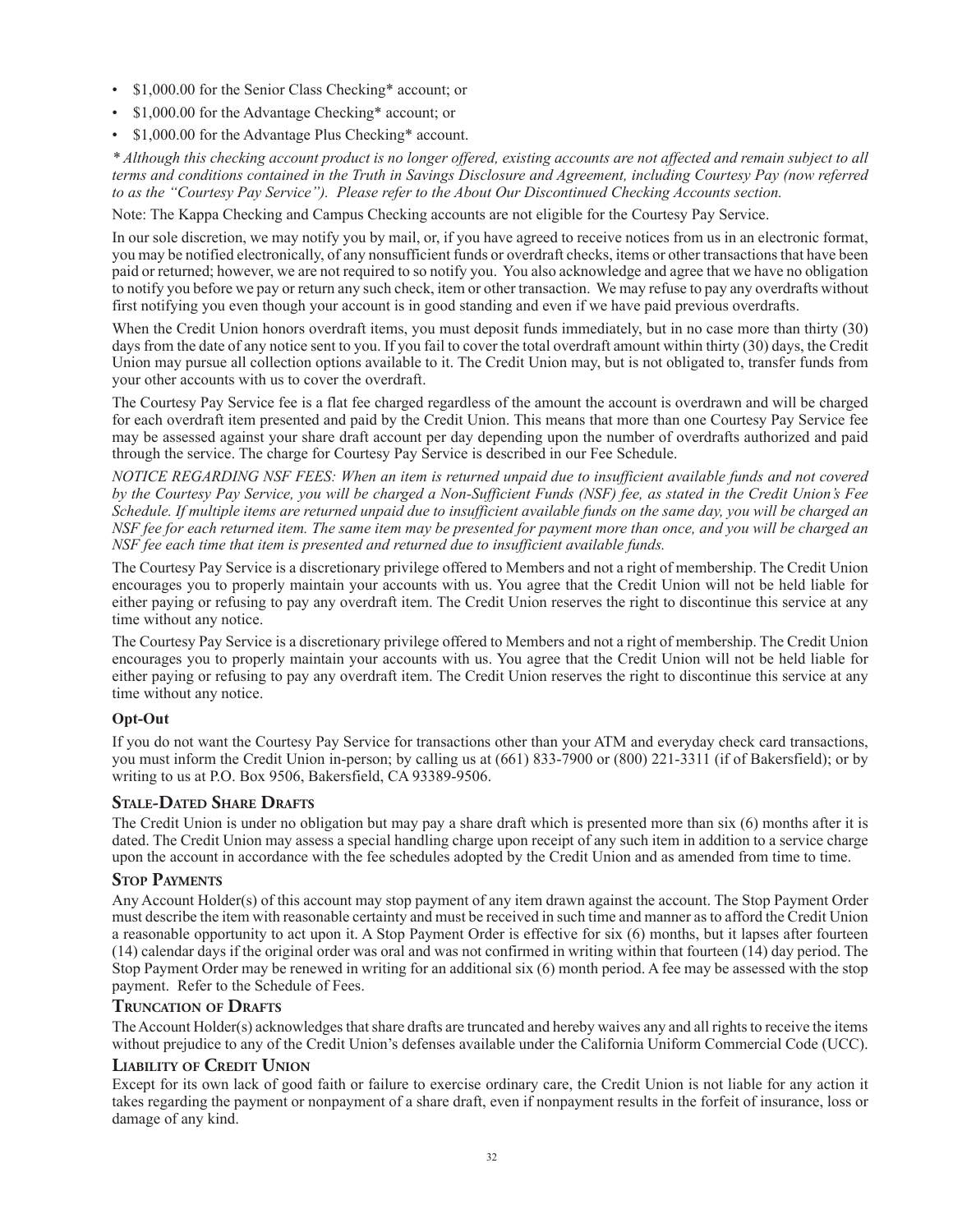- $1,000.00 for the Senior Class Checking* account; or
- $1,000.00 for the Advantage Checking* account; or
- $1,000.00 for the Advantage Plus Checking* account.

*\* Although this checking account product is no longer offered, existing accounts are not affected and remain subject to all terms and conditions contained in the Truth in Savings Disclosure and Agreement, including Courtesy Pay (now referred to as the "Courtesy Pay Service"). Please refer to the About Our Discontinued Checking Accounts section.*

Note: The Kappa Checking and Campus Checking accounts are not eligible for the Courtesy Pay Service.

In our sole discretion, we may notify you by mail, or, if you have agreed to receive notices from us in an electronic format, you may be notified electronically, of any nonsufficient funds or overdraft checks, items or other transactions that have been paid or returned; however, we are not required to so notify you. You also acknowledge and agree that we have no obligation to notify you before we pay or return any such check, item or other transaction. We may refuse to pay any overdrafts without first notifying you even though your account is in good standing and even if we have paid previous overdrafts.

When the Credit Union honors overdraft items, you must deposit funds immediately, but in no case more than thirty (30) days from the date of any notice sent to you. If you fail to cover the total overdraft amount within thirty (30) days, the Credit Union may pursue all collection options available to it. The Credit Union may, but is not obligated to, transfer funds from your other accounts with us to cover the overdraft.

The Courtesy Pay Service fee is a flat fee charged regardless of the amount the account is overdrawn and will be charged for each overdraft item presented and paid by the Credit Union. This means that more than one Courtesy Pay Service fee may be assessed against your share draft account per day depending upon the number of overdrafts authorized and paid through the service. The charge for Courtesy Pay Service is described in our Fee Schedule.

*NOTICE REGARDING NSF FEES: When an item is returned unpaid due to insufficient available funds and not covered by the Courtesy Pay Service, you will be charged a Non-Sufficient Funds (NSF) fee, as stated in the Credit Union's Fee Schedule. If multiple items are returned unpaid due to insufficient available funds on the same day, you will be charged an NSF fee for each returned item. The same item may be presented for payment more than once, and you will be charged an NSF fee each time that item is presented and returned due to insufficient available funds.*

The Courtesy Pay Service is a discretionary privilege offered to Members and not a right of membership. The Credit Union encourages you to properly maintain your accounts with us. You agree that the Credit Union will not be held liable for either paying or refusing to pay any overdraft item. The Credit Union reserves the right to discontinue this service at any time without any notice.

The Courtesy Pay Service is a discretionary privilege offered to Members and not a right of membership. The Credit Union encourages you to properly maintain your accounts with us. You agree that the Credit Union will not be held liable for either paying or refusing to pay any overdraft item. The Credit Union reserves the right to discontinue this service at any time without any notice.

**Opt-Out**

If you do not want the Courtesy Pay Service for transactions other than your ATM and everyday check card transactions, you must inform the Credit Union in-person; by calling us at (661) 833-7900 or (800) 221-3311 (if of Bakersfield); or by writing to us at P.O. Box 9506, Bakersfield, CA 93389-9506.

## Stale-Dated Share Drafts

The Credit Union is under no obligation but may pay a share draft which is presented more than six (6) months after it is dated. The Credit Union may assess a special handling charge upon receipt of any such item in addition to a service charge upon the account in accordance with the fee schedules adopted by the Credit Union and as amended from time to time.

## Stop Payments

Any Account Holder(s) of this account may stop payment of any item drawn against the account. The Stop Payment Order must describe the item with reasonable certainty and must be received in such time and manner as to afford the Credit Union a reasonable opportunity to act upon it. A Stop Payment Order is effective for six (6) months, but it lapses after fourteen (14) calendar days if the original order was oral and was not confirmed in writing within that fourteen (14) day period. The Stop Payment Order may be renewed in writing for an additional six (6) month period. A fee may be assessed with the stop payment. Refer to the Schedule of Fees.

## Truncation of Drafts

The Account Holder(s) acknowledges that share drafts are truncated and hereby waives any and all rights to receive the items without prejudice to any of the Credit Union's defenses available under the California Uniform Commercial Code (UCC).

## Liability of Credit Union

Except for its own lack of good faith or failure to exercise ordinary care, the Credit Union is not liable for any action it takes regarding the payment or nonpayment of a share draft, even if nonpayment results in the forfeit of insurance, loss or damage of any kind.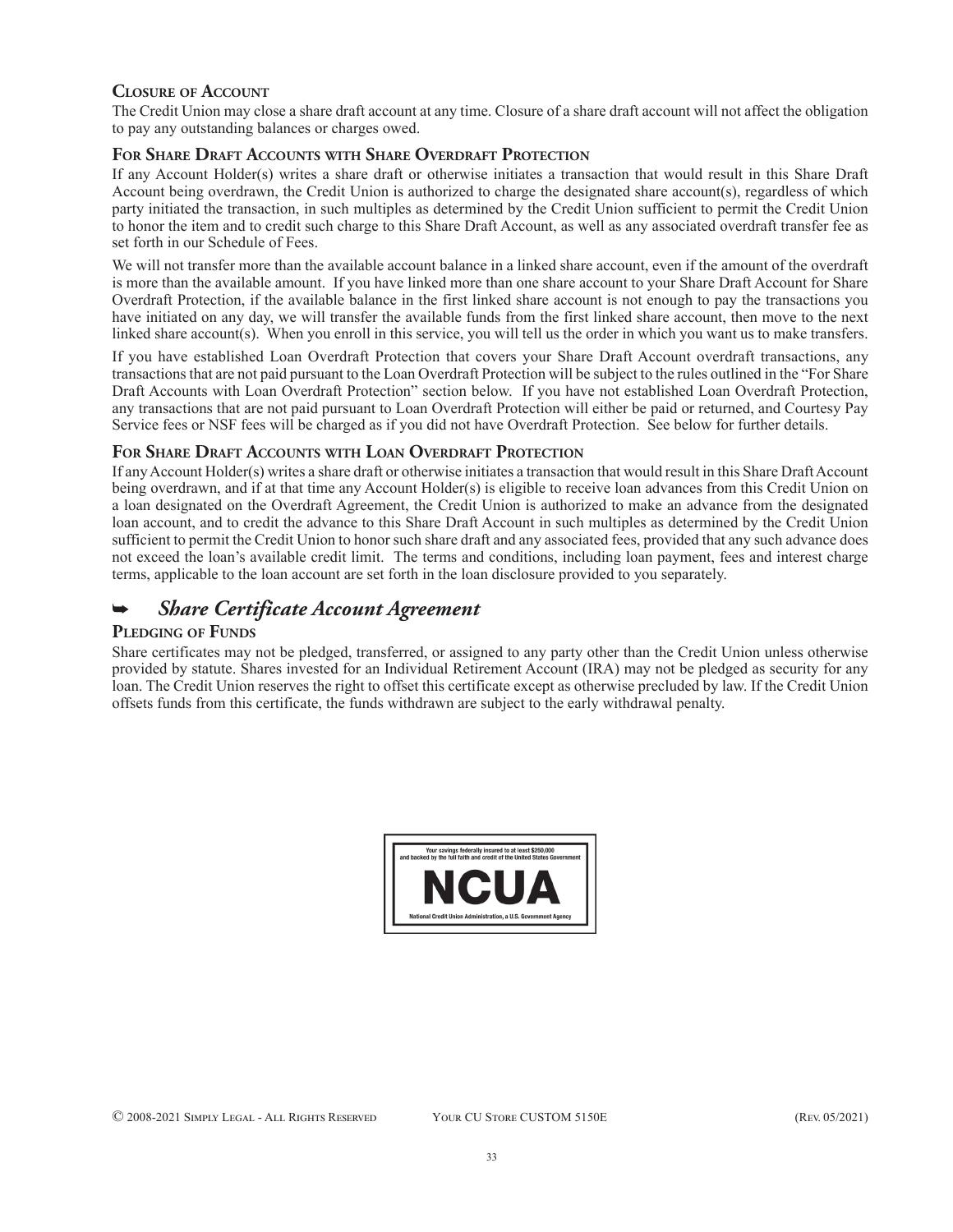### Closure of Account

The Credit Union may close a share draft account at any time. Closure of a share draft account will not affect the obligation to pay any outstanding balances or charges owed.

### For Share Draft Accounts with Share Overdraft Protection

If any Account Holder(s) writes a share draft or otherwise initiates a transaction that would result in this Share Draft Account being overdrawn, the Credit Union is authorized to charge the designated share account(s), regardless of which party initiated the transaction, in such multiples as determined by the Credit Union sufficient to permit the Credit Union to honor the item and to credit such charge to this Share Draft Account, as well as any associated overdraft transfer fee as set forth in our Schedule of Fees.

We will not transfer more than the available account balance in a linked share account, even if the amount of the overdraft is more than the available amount. If you have linked more than one share account to your Share Draft Account for Share Overdraft Protection, if the available balance in the first linked share account is not enough to pay the transactions you have initiated on any day, we will transfer the available funds from the first linked share account, then move to the next linked share account(s). When you enroll in this service, you will tell us the order in which you want us to make transfers.

If you have established Loan Overdraft Protection that covers your Share Draft Account overdraft transactions, any transactions that are not paid pursuant to the Loan Overdraft Protection will be subject to the rules outlined in the "For Share Draft Accounts with Loan Overdraft Protection" section below. If you have not established Loan Overdraft Protection, any transactions that are not paid pursuant to Loan Overdraft Protection will either be paid or returned, and Courtesy Pay Service fees or NSF fees will be charged as if you did not have Overdraft Protection. See below for further details.

### For Share Draft Accounts with Loan Overdraft Protection

If any Account Holder(s) writes a share draft or otherwise initiates a transaction that would result in this Share Draft Account being overdrawn, and if at that time any Account Holder(s) is eligible to receive loan advances from this Credit Union on a loan designated on the Overdraft Agreement, the Credit Union is authorized to make an advance from the designated loan account, and to credit the advance to this Share Draft Account in such multiples as determined by the Credit Union sufficient to permit the Credit Union to honor such share draft and any associated fees, provided that any such advance does not exceed the loan's available credit limit. The terms and conditions, including loan payment, fees and interest charge terms, applicable to the loan account are set forth in the loan disclosure provided to you separately.

## ➥ *Share Certificate Account Agreement*

### Pledging of Funds

Share certificates may not be pledged, transferred, or assigned to any party other than the Credit Union unless otherwise provided by statute. Shares invested for an Individual Retirement Account (IRA) may not be pledged as security for any loan. The Credit Union reserves the right to offset this certificate except as otherwise precluded by law. If the Credit Union offsets funds from this certificate, the funds withdrawn are subject to the early withdrawal penalty.

Your savings federally insured to at least $250,000
and backed by the full faith and credit of the United States Government

NCUA

National Credit Union Administration, a U.S. Government Agency

© 2008-2021 Simply Legal - All Rights Reserved Your CU Store CUSTOM 5150E (Rev. 05/2021)